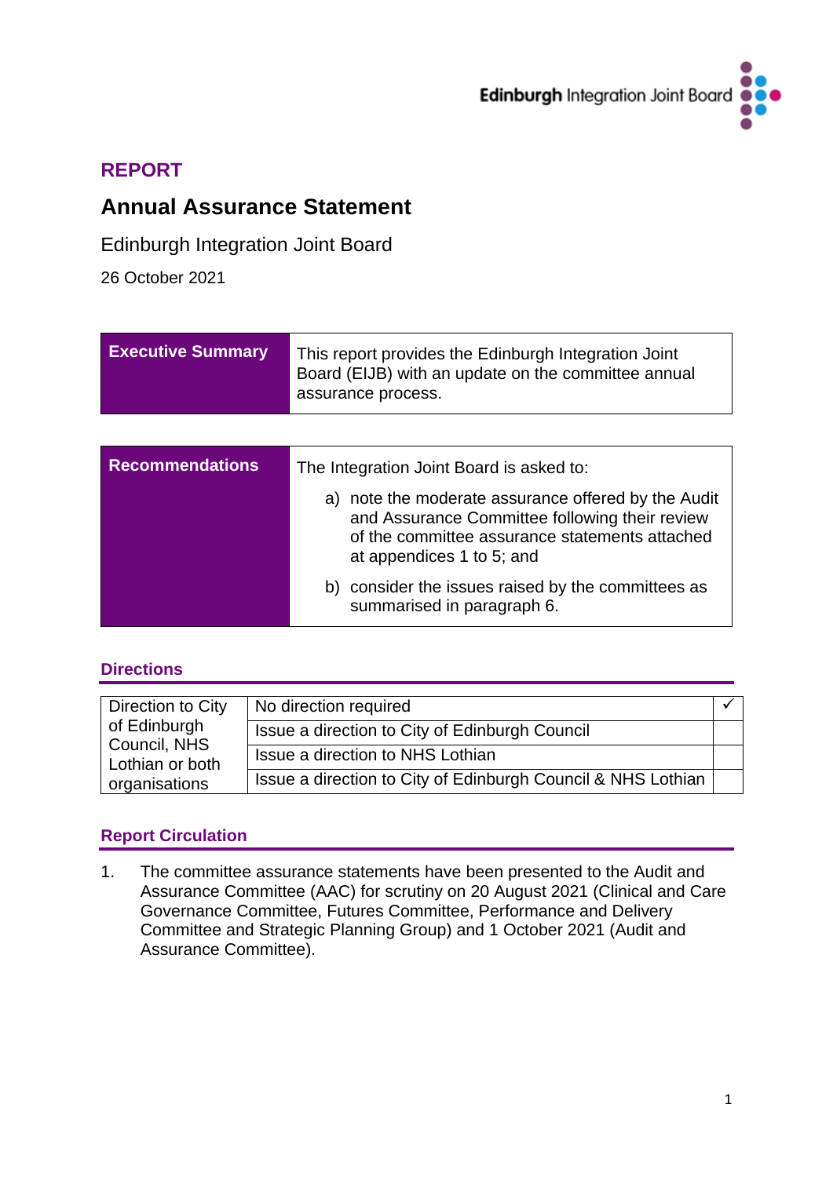**REPORT**

# Annual Assurance Statement

Edinburgh Integration Joint Board

26 October 2021

| **Executive Summary** | This report provides the Edinburgh Integration Joint Board (EIJB) with an update on the committee annual assurance process. |
|---|---|

| **Recommendations** | The Integration Joint Board is asked to:<br>a) note the moderate assurance offered by the Audit and Assurance Committee following their review of the committee assurance statements attached at appendices 1 to 5; and<br>b) consider the issues raised by the committees as summarised in paragraph 6. |
|---|---|

## Directions

| Direction to City of Edinburgh Council, NHS Lothian or both organisations | No direction required | ✓ |
|---|---|---|
| | Issue a direction to City of Edinburgh Council | |
| | Issue a direction to NHS Lothian | |
| | Issue a direction to City of Edinburgh Council & NHS Lothian | |

## Report Circulation

1. The committee assurance statements have been presented to the Audit and Assurance Committee (AAC) for scrutiny on 20 August 2021 (Clinical and Care Governance Committee, Futures Committee, Performance and Delivery Committee and Strategic Planning Group) and 1 October 2021 (Audit and Assurance Committee).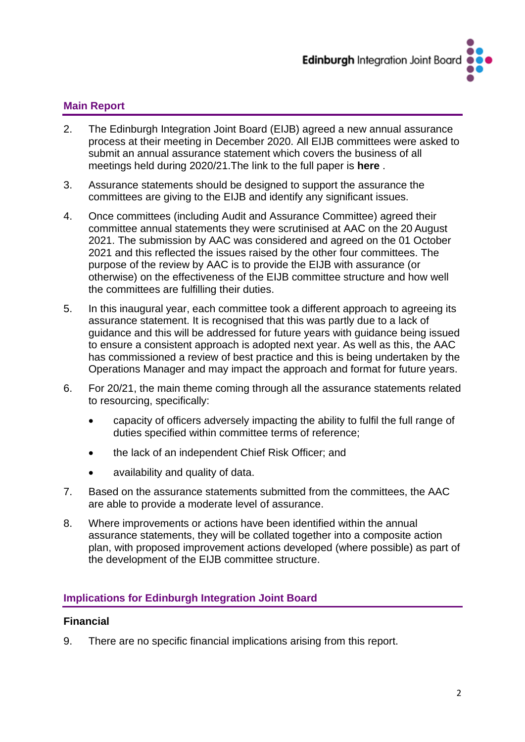## Main Report

2. The Edinburgh Integration Joint Board (EIJB) agreed a new annual assurance process at their meeting in December 2020. All EIJB committees were asked to submit an annual assurance statement which covers the business of all meetings held during 2020/21.The link to the full paper is **here** .

3. Assurance statements should be designed to support the assurance the committees are giving to the EIJB and identify any significant issues.

4. Once committees (including Audit and Assurance Committee) agreed their committee annual statements they were scrutinised at AAC on the 20 August 2021. The submission by AAC was considered and agreed on the 01 October 2021 and this reflected the issues raised by the other four committees. The purpose of the review by AAC is to provide the EIJB with assurance (or otherwise) on the effectiveness of the EIJB committee structure and how well the committees are fulfilling their duties.

5. In this inaugural year, each committee took a different approach to agreeing its assurance statement. It is recognised that this was partly due to a lack of guidance and this will be addressed for future years with guidance being issued to ensure a consistent approach is adopted next year. As well as this, the AAC has commissioned a review of best practice and this is being undertaken by the Operations Manager and may impact the approach and format for future years.

6. For 20/21, the main theme coming through all the assurance statements related to resourcing, specifically:
   - capacity of officers adversely impacting the ability to fulfil the full range of duties specified within committee terms of reference;
   - the lack of an independent Chief Risk Officer; and
   - availability and quality of data.

7. Based on the assurance statements submitted from the committees, the AAC are able to provide a moderate level of assurance.

8. Where improvements or actions have been identified within the annual assurance statements, they will be collated together into a composite action plan, with proposed improvement actions developed (where possible) as part of the development of the EIJB committee structure.

## Implications for Edinburgh Integration Joint Board

### Financial

9. There are no specific financial implications arising from this report.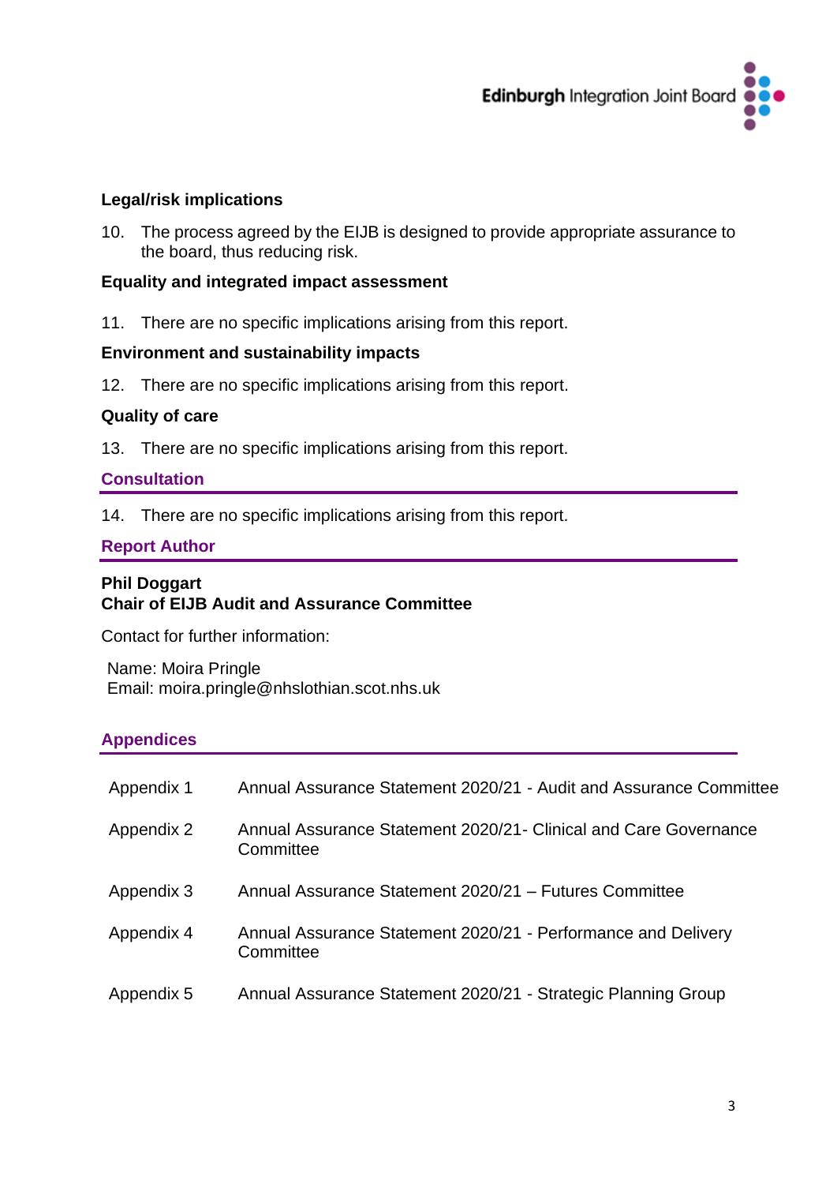### Legal/risk implications

10. The process agreed by the EIJB is designed to provide appropriate assurance to the board, thus reducing risk.

### Equality and integrated impact assessment

11. There are no specific implications arising from this report.

### Environment and sustainability impacts

12. There are no specific implications arising from this report.

### Quality of care

13. There are no specific implications arising from this report.

## Consultation

14. There are no specific implications arising from this report.

## Report Author

**Phil Doggart**
**Chair of EIJB Audit and Assurance Committee**

Contact for further information:

Name: Moira Pringle
Email: moira.pringle@nhslothian.scot.nhs.uk

## Appendices

| | |
|---|---|
| Appendix 1 | Annual Assurance Statement 2020/21 - Audit and Assurance Committee |
| Appendix 2 | Annual Assurance Statement 2020/21- Clinical and Care Governance Committee |
| Appendix 3 | Annual Assurance Statement 2020/21 – Futures Committee |
| Appendix 4 | Annual Assurance Statement 2020/21 - Performance and Delivery Committee |
| Appendix 5 | Annual Assurance Statement 2020/21 - Strategic Planning Group |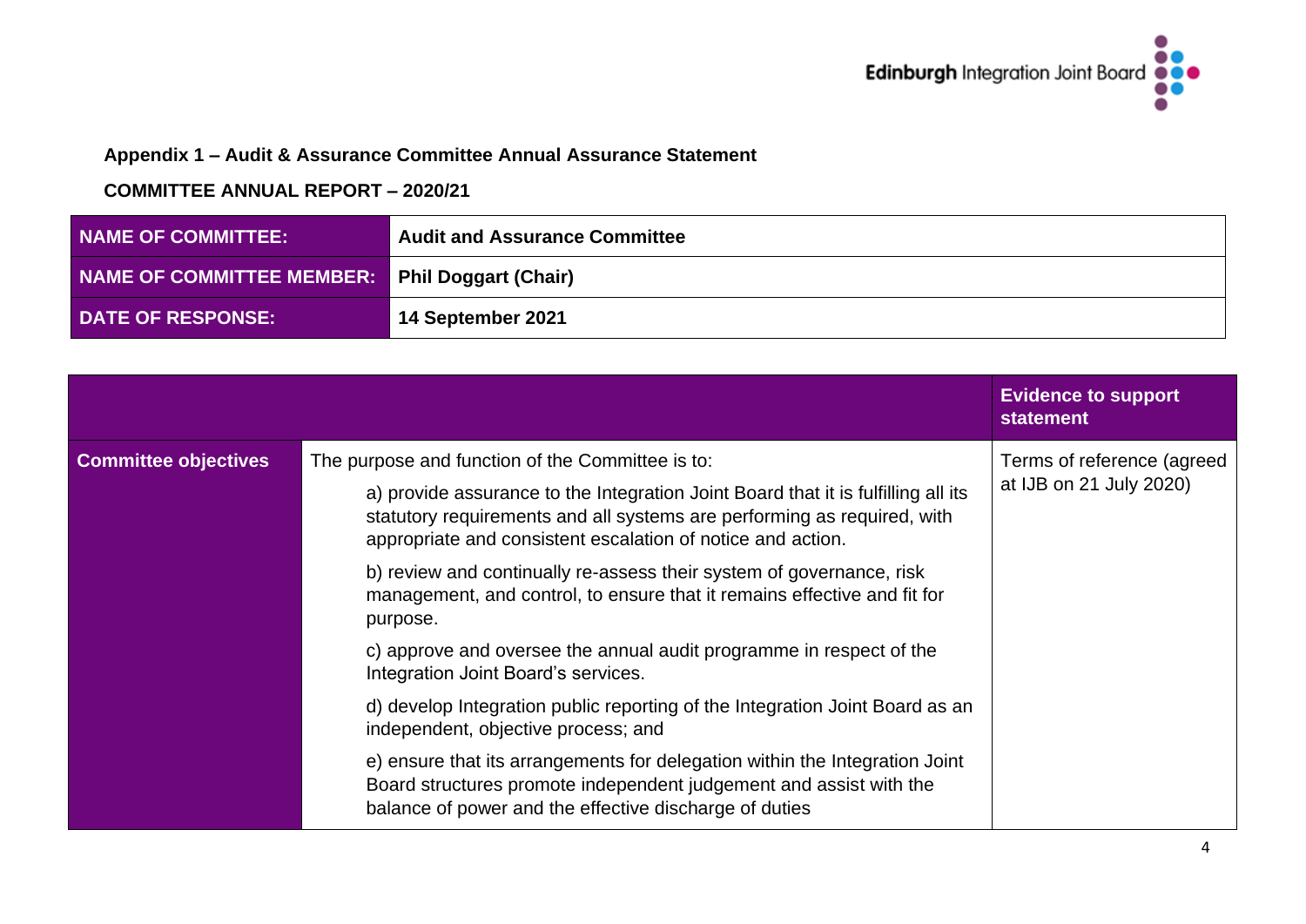**Appendix 1 – Audit & Assurance Committee Annual Assurance Statement**

**COMMITTEE ANNUAL REPORT – 2020/21**

| | |
|---|---|
| **NAME OF COMMITTEE:** | **Audit and Assurance Committee** |
| **NAME OF COMMITTEE MEMBER:** | **Phil Doggart (Chair)** |
| **DATE OF RESPONSE:** | **14 September 2021** |

| | | **Evidence to support statement** |
|---|---|---|
| **Committee objectives** | The purpose and function of the Committee is to:<br><br>a) provide assurance to the Integration Joint Board that it is fulfilling all its statutory requirements and all systems are performing as required, with appropriate and consistent escalation of notice and action.<br><br>b) review and continually re-assess their system of governance, risk management, and control, to ensure that it remains effective and fit for purpose.<br><br>c) approve and oversee the annual audit programme in respect of the Integration Joint Board's services.<br><br>d) develop Integration public reporting of the Integration Joint Board as an independent, objective process; and<br><br>e) ensure that its arrangements for delegation within the Integration Joint Board structures promote independent judgement and assist with the balance of power and the effective discharge of duties | Terms of reference (agreed at IJB on 21 July 2020) |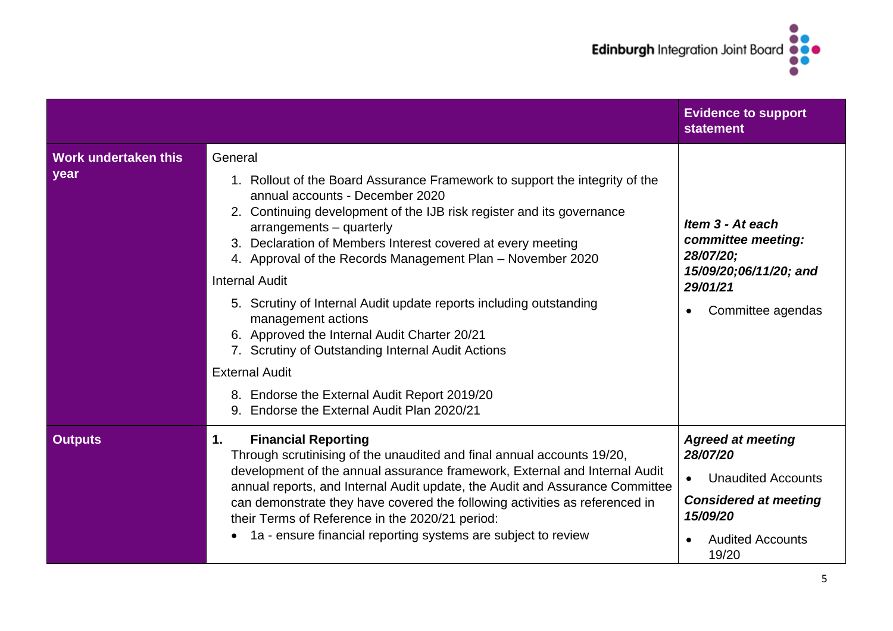| | | Evidence to support statement |
|---|---|---|
| **Work undertaken this year** | General<br><br>1. Rollout of the Board Assurance Framework to support the integrity of the annual accounts - December 2020<br>2. Continuing development of the IJB risk register and its governance arrangements – quarterly<br>3. Declaration of Members Interest covered at every meeting<br>4. Approval of the Records Management Plan – November 2020<br><br>Internal Audit<br><br>5. Scrutiny of Internal Audit update reports including outstanding management actions<br>6. Approved the Internal Audit Charter 20/21<br>7. Scrutiny of Outstanding Internal Audit Actions<br><br>External Audit<br><br>8. Endorse the External Audit Report 2019/20<br>9. Endorse the External Audit Plan 2020/21 | ***Item 3 - At each committee meeting: 28/07/20; 15/09/20;06/11/20; and 29/01/21***<br><br>• Committee agendas |
| **Outputs** | **1. Financial Reporting**<br>Through scrutinising of the unaudited and final annual accounts 19/20, development of the annual assurance framework, External and Internal Audit annual reports, and Internal Audit update, the Audit and Assurance Committee can demonstrate they have covered the following activities as referenced in their Terms of Reference in the 2020/21 period:<br><br>• 1a - ensure financial reporting systems are subject to review | ***Agreed at meeting 28/07/20***<br><br>• Unaudited Accounts<br><br>***Considered at meeting 15/09/20***<br><br>• Audited Accounts 19/20 |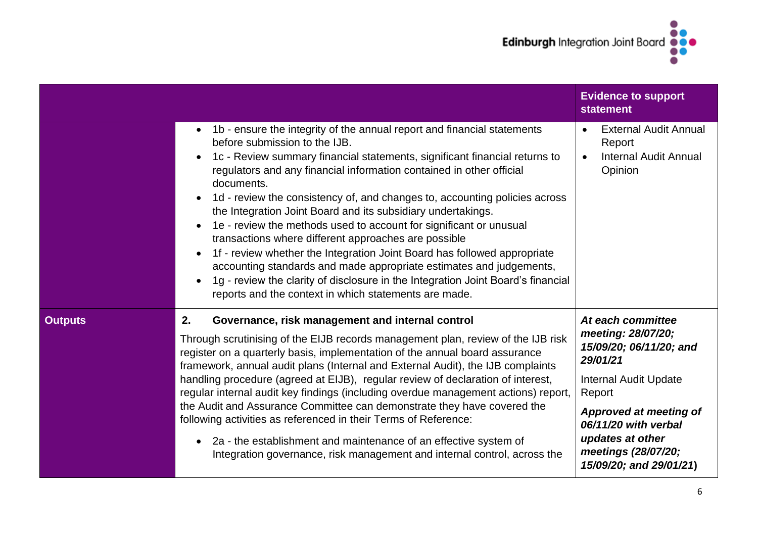| | | Evidence to support statement |
|---|---|---|
| | • 1b - ensure the integrity of the annual report and financial statements before submission to the IJB.<br>• 1c - Review summary financial statements, significant financial returns to regulators and any financial information contained in other official documents.<br>• 1d - review the consistency of, and changes to, accounting policies across the Integration Joint Board and its subsidiary undertakings.<br>• 1e - review the methods used to account for significant or unusual transactions where different approaches are possible<br>• 1f - review whether the Integration Joint Board has followed appropriate accounting standards and made appropriate estimates and judgements,<br>• 1g - review the clarity of disclosure in the Integration Joint Board's financial reports and the context in which statements are made. | • External Audit Annual Report<br>• Internal Audit Annual Opinion |
| **Outputs** | **2. Governance, risk management and internal control**<br>Through scrutinising of the EIJB records management plan, review of the IJB risk register on a quarterly basis, implementation of the annual board assurance framework, annual audit plans (Internal and External Audit), the IJB complaints handling procedure (agreed at EIJB), regular review of declaration of interest, regular internal audit key findings (including overdue management actions) report, the Audit and Assurance Committee can demonstrate they have covered the following activities as referenced in their Terms of Reference:<br>• 2a - the establishment and maintenance of an effective system of Integration governance, risk management and internal control, across the | ***At each committee meeting: 28/07/20; 15/09/20; 06/11/20; and 29/01/21***<br>Internal Audit Update Report<br>***Approved at meeting of 06/11/20 with verbal updates at other meetings (28/07/20; 15/09/20; and 29/01/21)*** |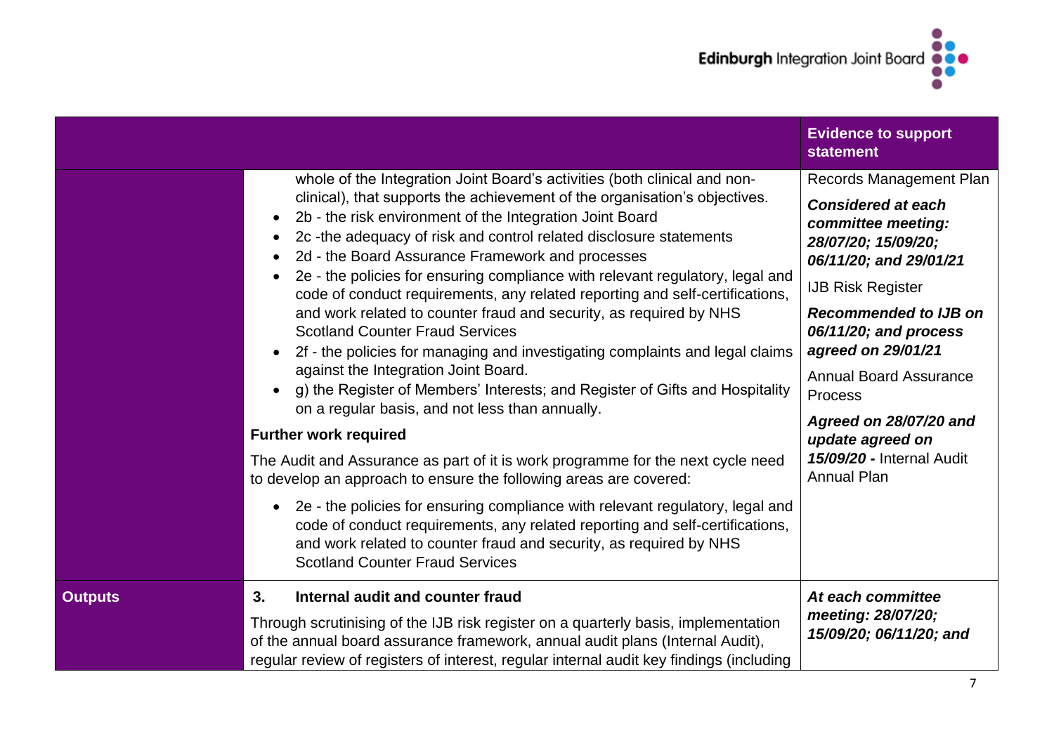| | | Evidence to support statement |
|---|---|---|
| | whole of the Integration Joint Board's activities (both clinical and non-clinical), that supports the achievement of the organisation's objectives.<br>• 2b - the risk environment of the Integration Joint Board<br>• 2c -the adequacy of risk and control related disclosure statements<br>• 2d - the Board Assurance Framework and processes<br>• 2e - the policies for ensuring compliance with relevant regulatory, legal and code of conduct requirements, any related reporting and self-certifications, and work related to counter fraud and security, as required by NHS Scotland Counter Fraud Services<br>• 2f - the policies for managing and investigating complaints and legal claims against the Integration Joint Board.<br>• g) the Register of Members' Interests; and Register of Gifts and Hospitality on a regular basis, and not less than annually.<br><br>**Further work required**<br><br>The Audit and Assurance as part of it is work programme for the next cycle need to develop an approach to ensure the following areas are covered:<br><br>• 2e - the policies for ensuring compliance with relevant regulatory, legal and code of conduct requirements, any related reporting and self-certifications, and work related to counter fraud and security, as required by NHS Scotland Counter Fraud Services | Records Management Plan<br><br>***Considered at each committee meeting: 28/07/20; 15/09/20; 06/11/20; and 29/01/21***<br><br>IJB Risk Register<br><br>***Recommended to IJB on 06/11/20; and process agreed on 29/01/21***<br><br>Annual Board Assurance Process<br><br>***Agreed on 28/07/20 and update agreed on 15/09/20 -*** Internal Audit Annual Plan |
| **Outputs** | **3. Internal audit and counter fraud**<br><br>Through scrutinising of the IJB risk register on a quarterly basis, implementation of the annual board assurance framework, annual audit plans (Internal Audit), regular review of registers of interest, regular internal audit key findings (including | ***At each committee meeting: 28/07/20; 15/09/20; 06/11/20; and*** |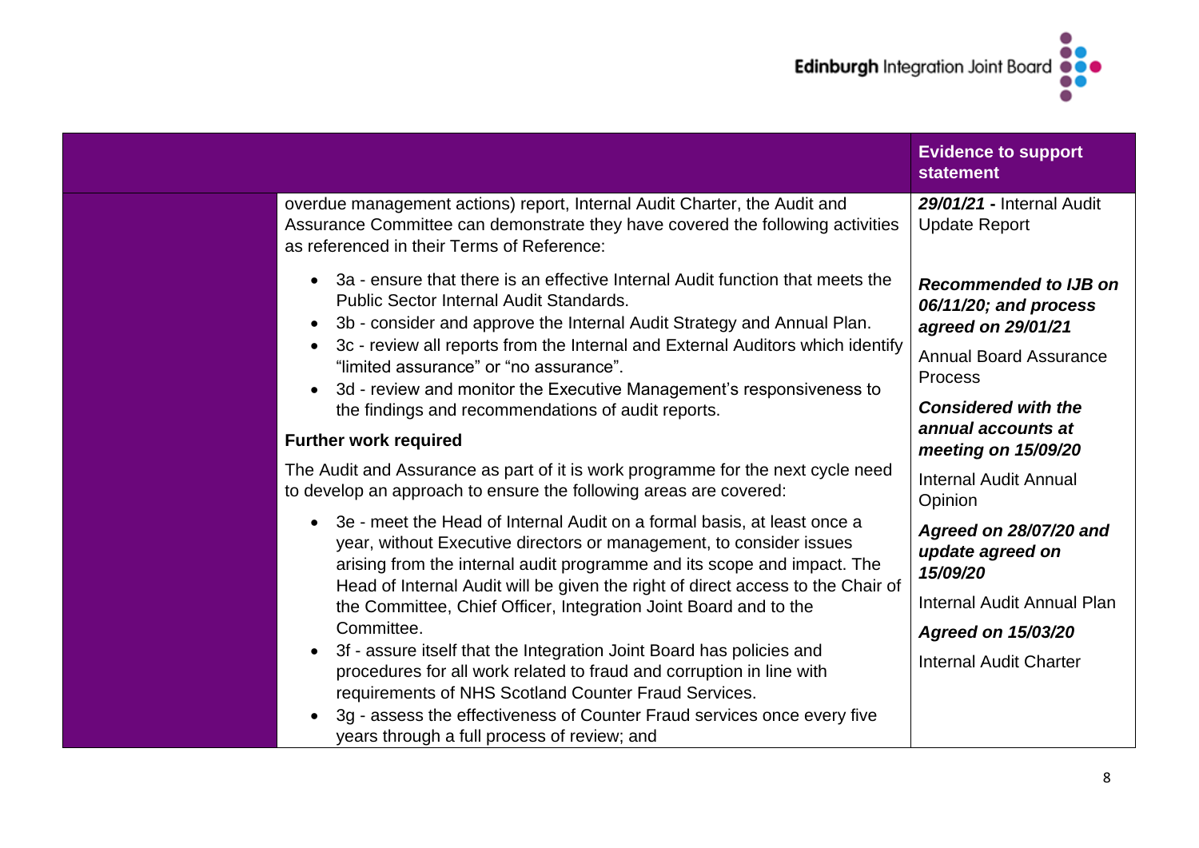| | | Evidence to support statement |
|---|---|---|
| | overdue management actions) report, Internal Audit Charter, the Audit and Assurance Committee can demonstrate they have covered the following activities as referenced in their Terms of Reference:<br><br>• 3a - ensure that there is an effective Internal Audit function that meets the Public Sector Internal Audit Standards.<br>• 3b - consider and approve the Internal Audit Strategy and Annual Plan.<br>• 3c - review all reports from the Internal and External Auditors which identify "limited assurance" or "no assurance".<br>• 3d - review and monitor the Executive Management's responsiveness to the findings and recommendations of audit reports.<br><br>**Further work required**<br><br>The Audit and Assurance as part of it is work programme for the next cycle need to develop an approach to ensure the following areas are covered:<br><br>• 3e - meet the Head of Internal Audit on a formal basis, at least once a year, without Executive directors or management, to consider issues arising from the internal audit programme and its scope and impact. The Head of Internal Audit will be given the right of direct access to the Chair of the Committee, Chief Officer, Integration Joint Board and to the Committee.<br>• 3f - assure itself that the Integration Joint Board has policies and procedures for all work related to fraud and corruption in line with requirements of NHS Scotland Counter Fraud Services.<br>• 3g - assess the effectiveness of Counter Fraud services once every five years through a full process of review; and | ***29/01/21*** **-** Internal Audit Update Report<br><br>***Recommended to IJB on 06/11/20; and process agreed on 29/01/21***<br><br>Annual Board Assurance Process<br><br>***Considered with the annual accounts at meeting on 15/09/20***<br><br>Internal Audit Annual Opinion<br><br>***Agreed on 28/07/20 and update agreed on 15/09/20***<br><br>Internal Audit Annual Plan<br><br>***Agreed on 15/03/20***<br><br>Internal Audit Charter |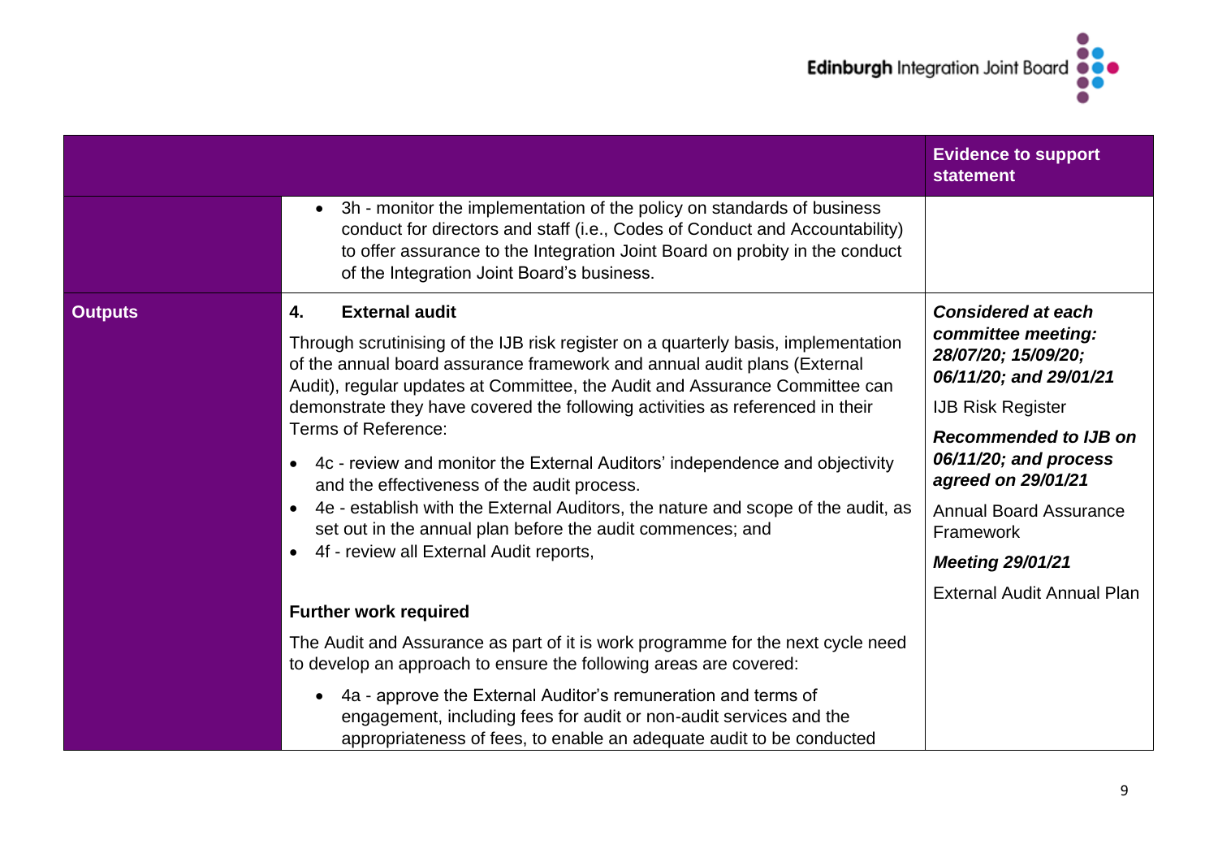| | | Evidence to support statement |
|---|---|---|
| | • 3h - monitor the implementation of the policy on standards of business conduct for directors and staff (i.e., Codes of Conduct and Accountability) to offer assurance to the Integration Joint Board on probity in the conduct of the Integration Joint Board's business. | |
| **Outputs** | **4. External audit**<br><br>Through scrutinising of the IJB risk register on a quarterly basis, implementation of the annual board assurance framework and annual audit plans (External Audit), regular updates at Committee, the Audit and Assurance Committee can demonstrate they have covered the following activities as referenced in their Terms of Reference:<br><br>• 4c - review and monitor the External Auditors' independence and objectivity and the effectiveness of the audit process.<br>• 4e - establish with the External Auditors, the nature and scope of the audit, as set out in the annual plan before the audit commences; and<br>• 4f - review all External Audit reports,<br><br>**Further work required**<br><br>The Audit and Assurance as part of it is work programme for the next cycle need to develop an approach to ensure the following areas are covered:<br><br>• 4a - approve the External Auditor's remuneration and terms of engagement, including fees for audit or non-audit services and the appropriateness of fees, to enable an adequate audit to be conducted | ***Considered at each committee meeting: 28/07/20; 15/09/20; 06/11/20; and 29/01/21***<br><br>IJB Risk Register<br><br>***Recommended to IJB on 06/11/20; and process agreed on 29/01/21***<br><br>Annual Board Assurance Framework<br><br>***Meeting 29/01/21***<br><br>External Audit Annual Plan |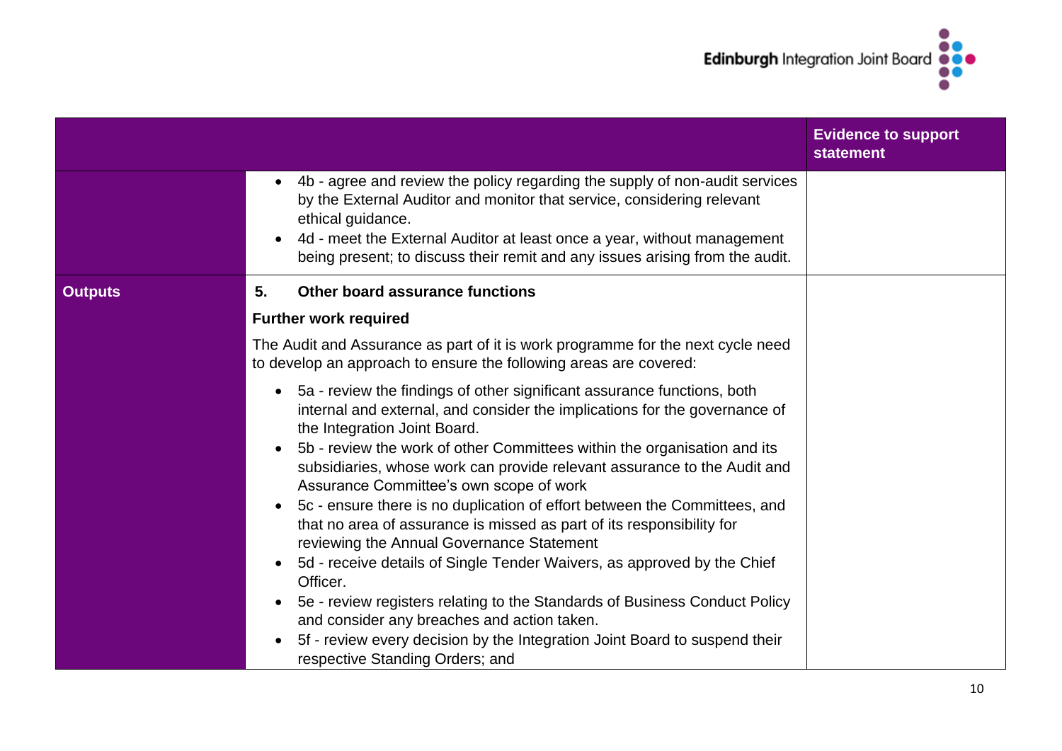| | | Evidence to support statement |
|---|---|---|
| | • 4b - agree and review the policy regarding the supply of non-audit services by the External Auditor and monitor that service, considering relevant ethical guidance.<br>• 4d - meet the External Auditor at least once a year, without management being present; to discuss their remit and any issues arising from the audit. | |
| **Outputs** | **5. Other board assurance functions**<br><br>**Further work required**<br><br>The Audit and Assurance as part of it is work programme for the next cycle need to develop an approach to ensure the following areas are covered:<br><br>• 5a - review the findings of other significant assurance functions, both internal and external, and consider the implications for the governance of the Integration Joint Board.<br>• 5b - review the work of other Committees within the organisation and its subsidiaries, whose work can provide relevant assurance to the Audit and Assurance Committee's own scope of work<br>• 5c - ensure there is no duplication of effort between the Committees, and that no area of assurance is missed as part of its responsibility for reviewing the Annual Governance Statement<br>• 5d - receive details of Single Tender Waivers, as approved by the Chief Officer.<br>• 5e - review registers relating to the Standards of Business Conduct Policy and consider any breaches and action taken.<br>• 5f - review every decision by the Integration Joint Board to suspend their respective Standing Orders; and | |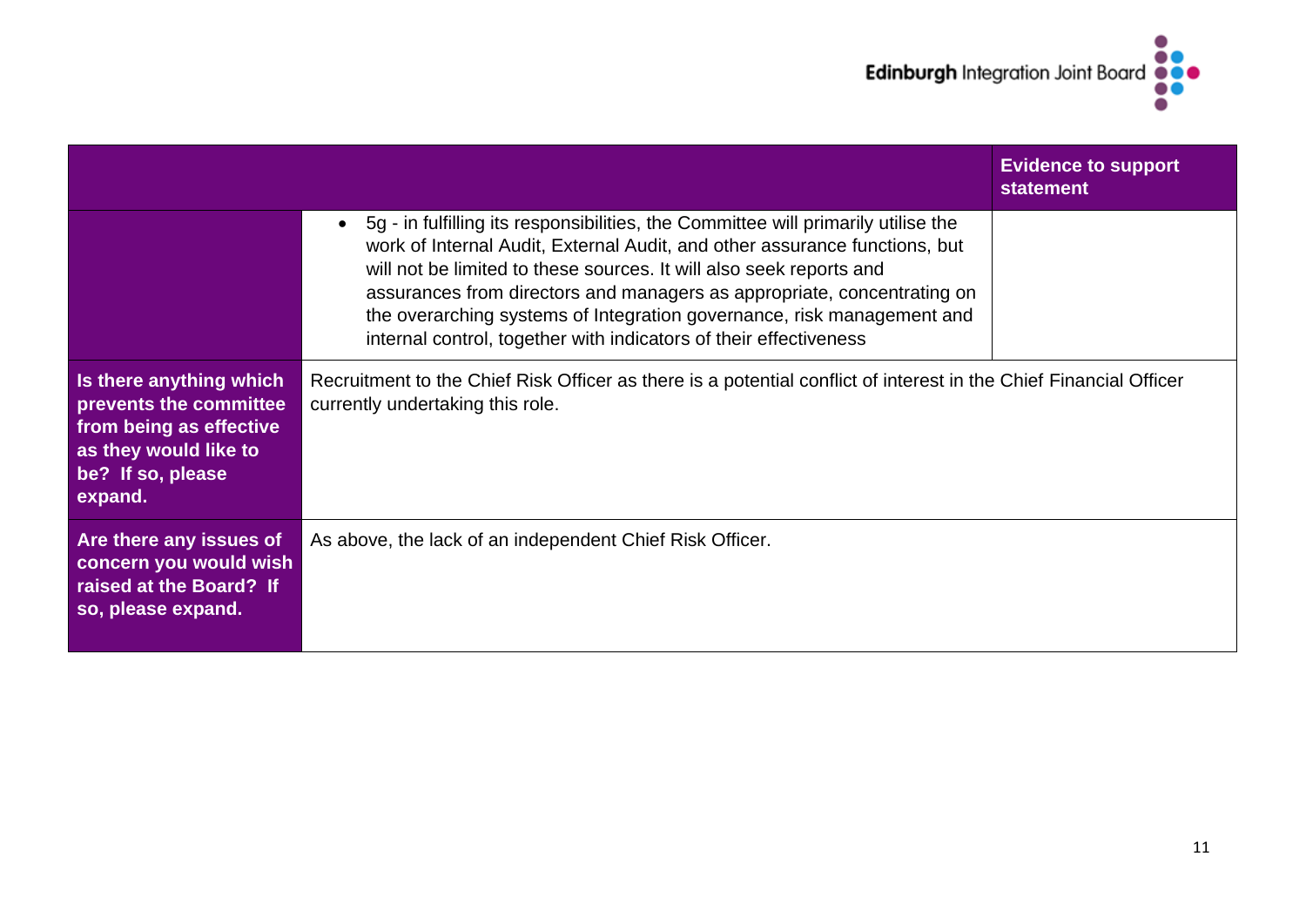| | | Evidence to support statement |
|---|---|---|
| | • 5g - in fulfilling its responsibilities, the Committee will primarily utilise the work of Internal Audit, External Audit, and other assurance functions, but will not be limited to these sources. It will also seek reports and assurances from directors and managers as appropriate, concentrating on the overarching systems of Integration governance, risk management and internal control, together with indicators of their effectiveness | |
| **Is there anything which prevents the committee from being as effective as they would like to be? If so, please expand.** | Recruitment to the Chief Risk Officer as there is a potential conflict of interest in the Chief Financial Officer currently undertaking this role. | |
| **Are there any issues of concern you would wish raised at the Board? If so, please expand.** | As above, the lack of an independent Chief Risk Officer. | |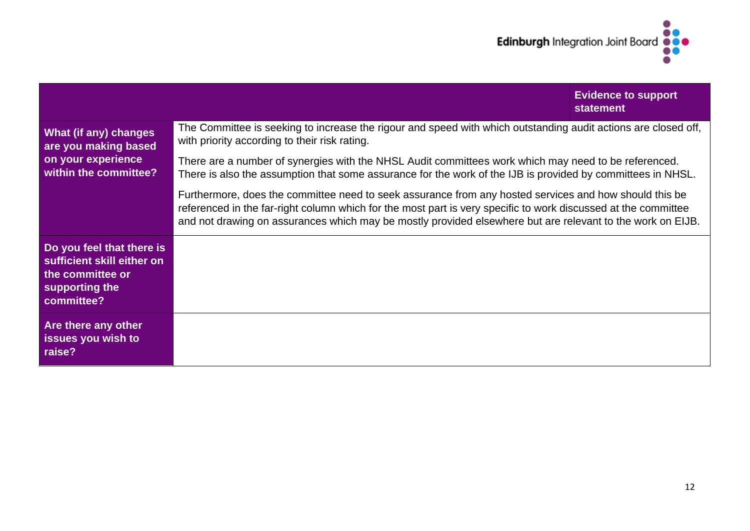| | | Evidence to support statement |
|---|---|---|
| **What (if any) changes are you making based on your experience within the committee?** | The Committee is seeking to increase the rigour and speed with which outstanding audit actions are closed off, with priority according to their risk rating.<br><br>There are a number of synergies with the NHSL Audit committees work which may need to be referenced. There is also the assumption that some assurance for the work of the IJB is provided by committees in NHSL.<br><br>Furthermore, does the committee need to seek assurance from any hosted services and how should this be referenced in the far-right column which for the most part is very specific to work discussed at the committee and not drawing on assurances which may be mostly provided elsewhere but are relevant to the work on EIJB. | |
| **Do you feel that there is sufficient skill either on the committee or supporting the committee?** | | |
| **Are there any other issues you wish to raise?** | | |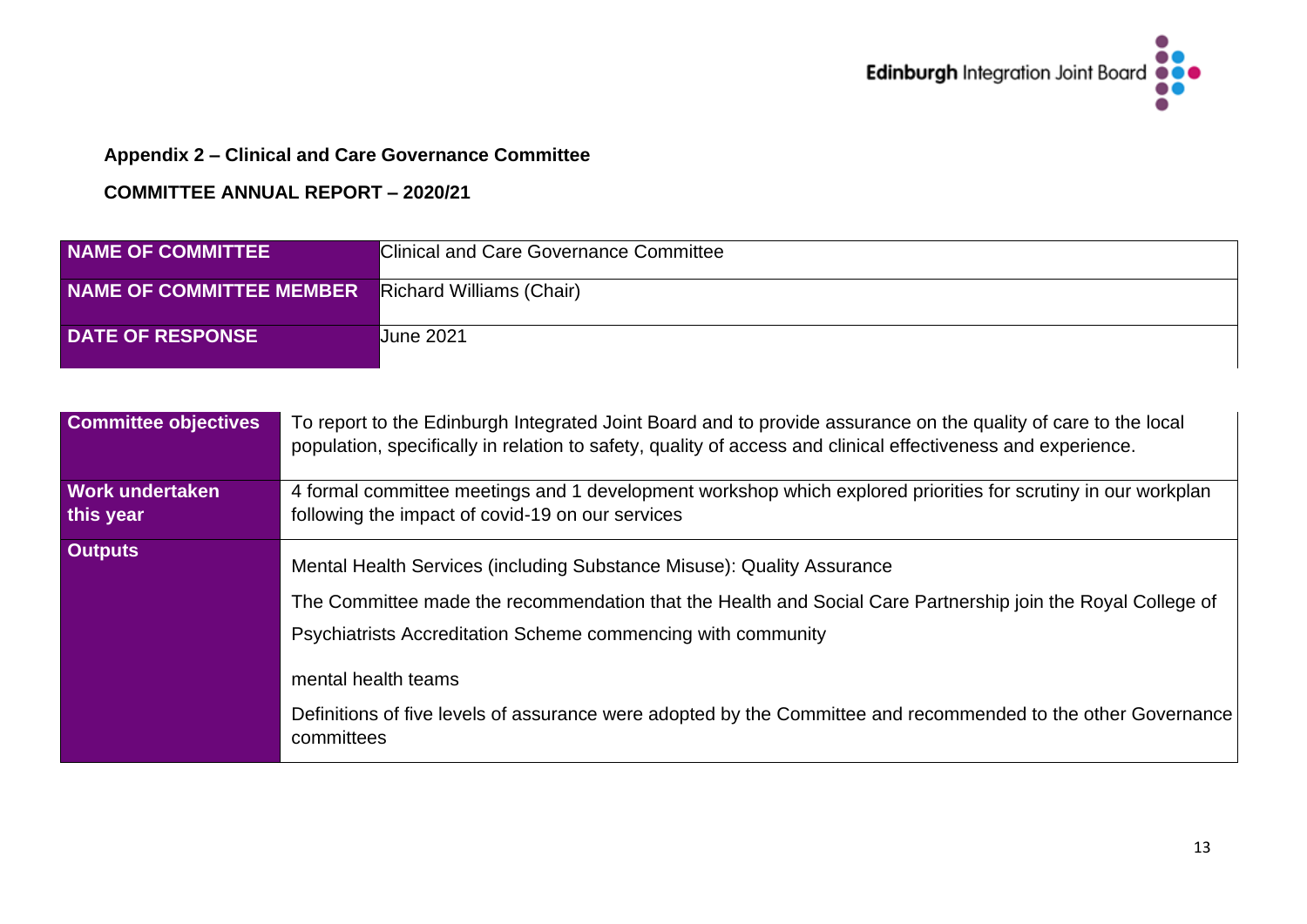**Appendix 2 – Clinical and Care Governance Committee**

**COMMITTEE ANNUAL REPORT – 2020/21**

| | |
|---|---|
| **NAME OF COMMITTEE** | Clinical and Care Governance Committee |
| **NAME OF COMMITTEE MEMBER** | Richard Williams (Chair) |
| **DATE OF RESPONSE** | June 2021 |

| | |
|---|---|
| **Committee objectives** | To report to the Edinburgh Integrated Joint Board and to provide assurance on the quality of care to the local population, specifically in relation to safety, quality of access and clinical effectiveness and experience. |
| **Work undertaken this year** | 4 formal committee meetings and 1 development workshop which explored priorities for scrutiny in our workplan following the impact of covid-19 on our services |
| **Outputs** | Mental Health Services (including Substance Misuse): Quality Assurance<br><br>The Committee made the recommendation that the Health and Social Care Partnership join the Royal College of Psychiatrists Accreditation Scheme commencing with community mental health teams<br><br>Definitions of five levels of assurance were adopted by the Committee and recommended to the other Governance committees |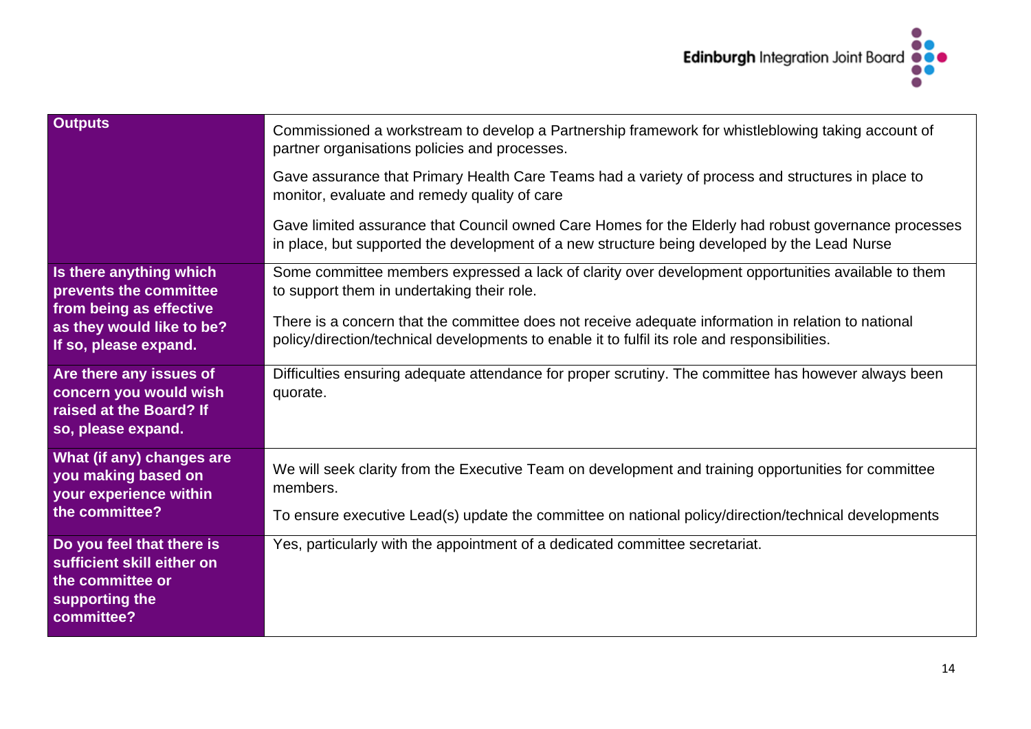| | |
|---|---|
| **Outputs** | Commissioned a workstream to develop a Partnership framework for whistleblowing taking account of partner organisations policies and processes.<br><br>Gave assurance that Primary Health Care Teams had a variety of process and structures in place to monitor, evaluate and remedy quality of care<br><br>Gave limited assurance that Council owned Care Homes for the Elderly had robust governance processes in place, but supported the development of a new structure being developed by the Lead Nurse |
| **Is there anything which prevents the committee from being as effective as they would like to be? If so, please expand.** | Some committee members expressed a lack of clarity over development opportunities available to them to support them in undertaking their role.<br><br>There is a concern that the committee does not receive adequate information in relation to national policy/direction/technical developments to enable it to fulfil its role and responsibilities. |
| **Are there any issues of concern you would wish raised at the Board? If so, please expand.** | Difficulties ensuring adequate attendance for proper scrutiny. The committee has however always been quorate. |
| **What (if any) changes are you making based on your experience within the committee?** | We will seek clarity from the Executive Team on development and training opportunities for committee members.<br><br>To ensure executive Lead(s) update the committee on national policy/direction/technical developments |
| **Do you feel that there is sufficient skill either on the committee or supporting the committee?** | Yes, particularly with the appointment of a dedicated committee secretariat. |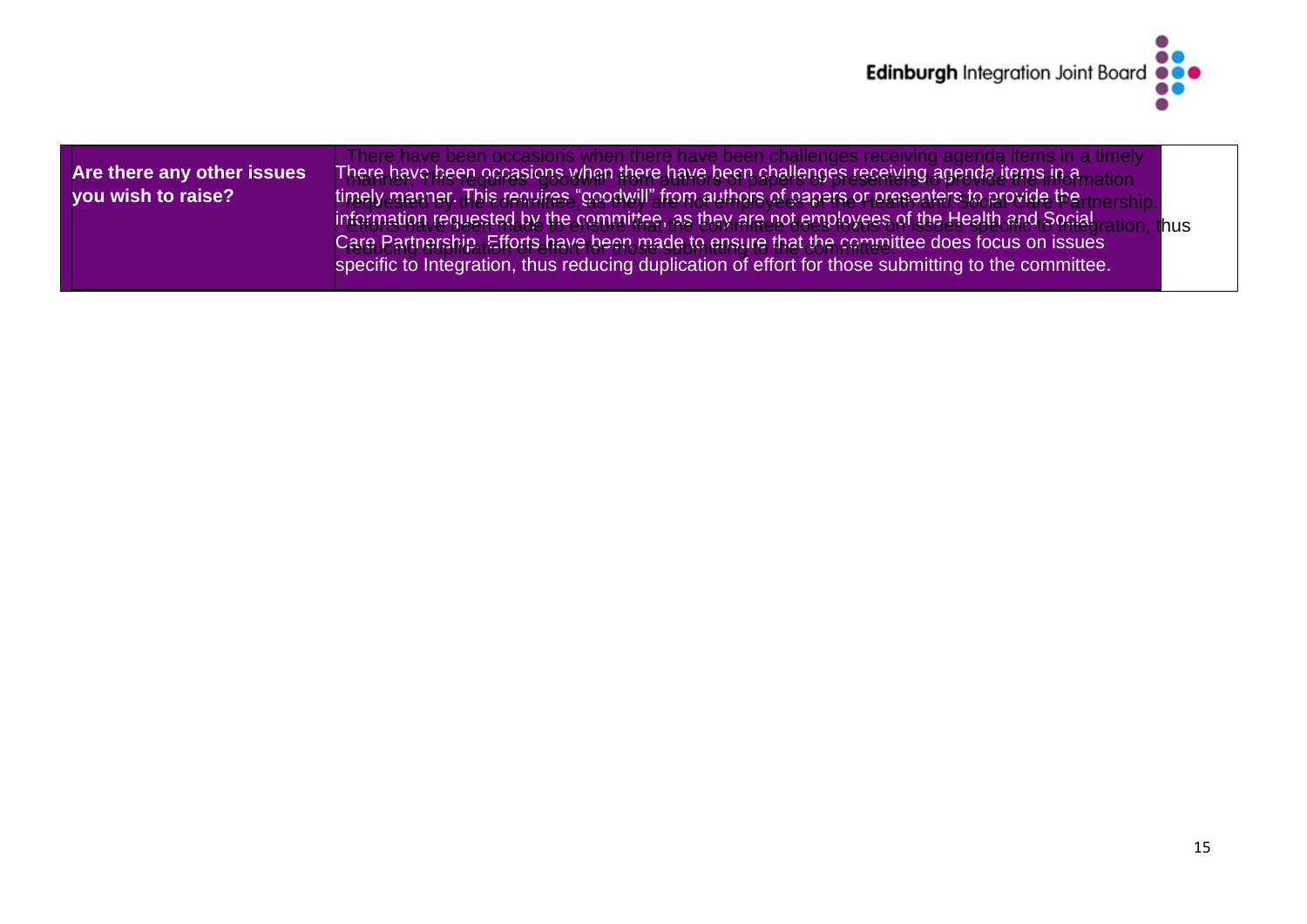| Are there any other issues you wish to raise? | There have been occasions when there have been challenges receiving agenda items in a timely manner. This requires "goodwill" from authors of papers or presenters to provide the information requested by the committee, as they are not employees of the Health and Social Care Partnership. Efforts have been made to ensure that the committee does focus on issues specific to Integration, thus reducing duplication of effort for those submitting to the committee. | |
|---|---|---|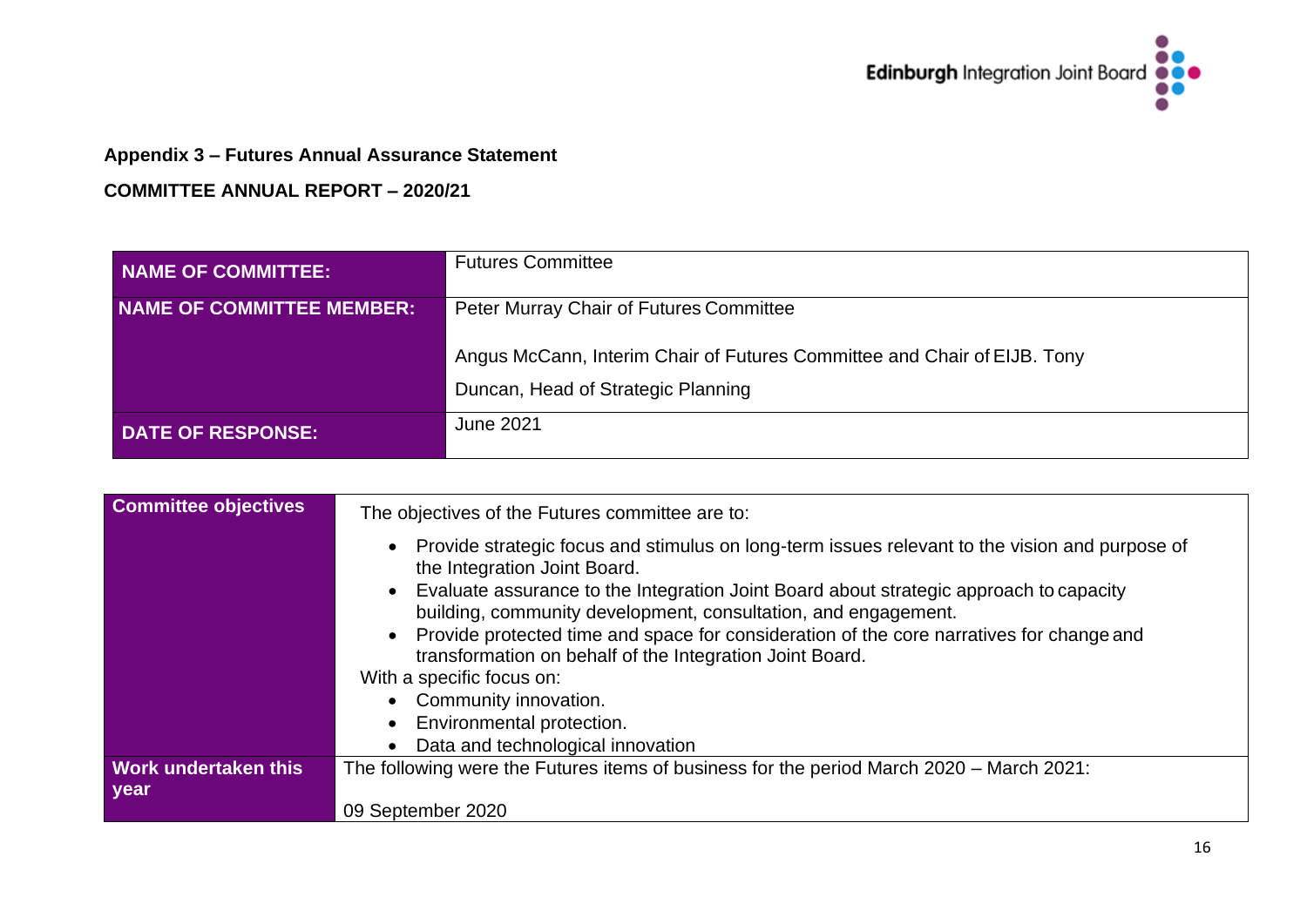**Appendix 3 – Futures Annual Assurance Statement**

**COMMITTEE ANNUAL REPORT – 2020/21**

| | |
|---|---|
| **NAME OF COMMITTEE:** | Futures Committee |
| **NAME OF COMMITTEE MEMBER:** | Peter Murray Chair of Futures Committee<br><br>Angus McCann, Interim Chair of Futures Committee and Chair of EIJB. Tony Duncan, Head of Strategic Planning |
| **DATE OF RESPONSE:** | June 2021 |

| | |
|---|---|
| **Committee objectives** | The objectives of the Futures committee are to:<br><ul><li>Provide strategic focus and stimulus on long-term issues relevant to the vision and purpose of the Integration Joint Board.</li><li>Evaluate assurance to the Integration Joint Board about strategic approach to capacity building, community development, consultation, and engagement.</li><li>Provide protected time and space for consideration of the core narratives for change and transformation on behalf of the Integration Joint Board.</li></ul>With a specific focus on:<ul><li>Community innovation.</li><li>Environmental protection.</li><li>Data and technological innovation</li></ul> |
| **Work undertaken this year** | The following were the Futures items of business for the period March 2020 – March 2021:<br><br>09 September 2020 |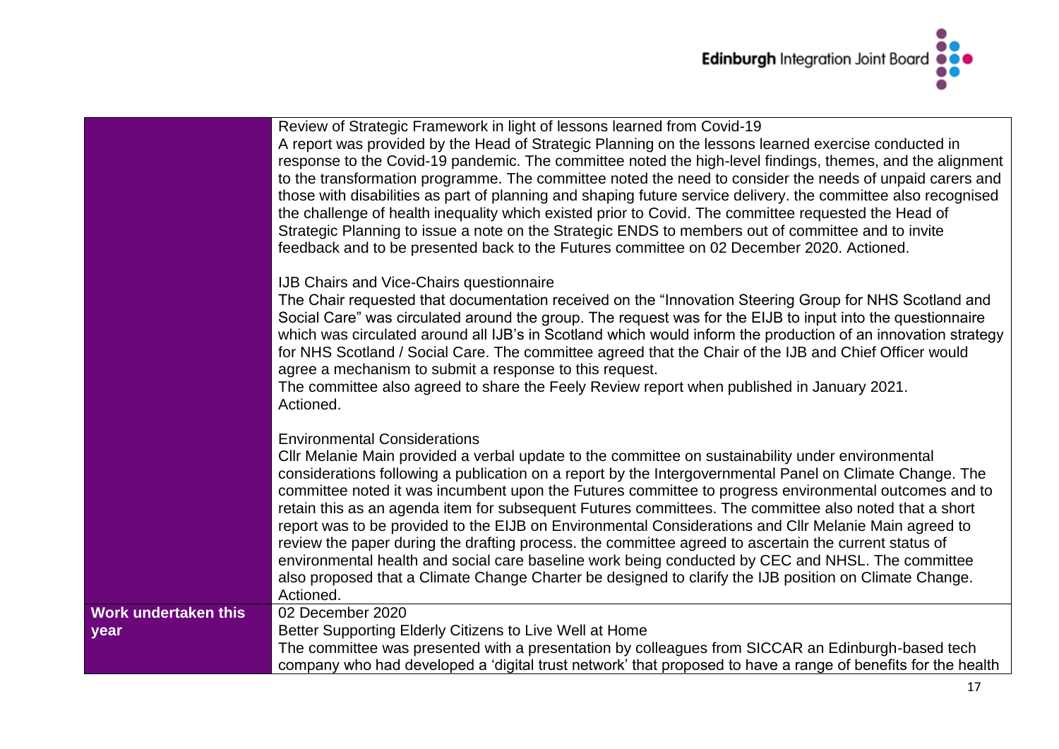| | |
|---|---|
| | Review of Strategic Framework in light of lessons learned from Covid-19<br>A report was provided by the Head of Strategic Planning on the lessons learned exercise conducted in response to the Covid-19 pandemic. The committee noted the high-level findings, themes, and the alignment to the transformation programme. The committee noted the need to consider the needs of unpaid carers and those with disabilities as part of planning and shaping future service delivery. the committee also recognised the challenge of health inequality which existed prior to Covid. The committee requested the Head of Strategic Planning to issue a note on the Strategic ENDS to members out of committee and to invite feedback and to be presented back to the Futures committee on 02 December 2020. Actioned.<br><br>IJB Chairs and Vice-Chairs questionnaire<br>The Chair requested that documentation received on the "Innovation Steering Group for NHS Scotland and Social Care" was circulated around the group. The request was for the EIJB to input into the questionnaire which was circulated around all IJB's in Scotland which would inform the production of an innovation strategy for NHS Scotland / Social Care. The committee agreed that the Chair of the IJB and Chief Officer would agree a mechanism to submit a response to this request.<br>The committee also agreed to share the Feely Review report when published in January 2021.<br>Actioned.<br><br>Environmental Considerations<br>Cllr Melanie Main provided a verbal update to the committee on sustainability under environmental considerations following a publication on a report by the Intergovernmental Panel on Climate Change. The committee noted it was incumbent upon the Futures committee to progress environmental outcomes and to retain this as an agenda item for subsequent Futures committees. The committee also noted that a short report was to be provided to the EIJB on Environmental Considerations and Cllr Melanie Main agreed to review the paper during the drafting process. the committee agreed to ascertain the current status of environmental health and social care baseline work being conducted by CEC and NHSL. The committee also proposed that a Climate Change Charter be designed to clarify the IJB position on Climate Change.<br>Actioned. |
| **Work undertaken this year** | 02 December 2020<br>Better Supporting Elderly Citizens to Live Well at Home<br>The committee was presented with a presentation by colleagues from SICCAR an Edinburgh-based tech company who had developed a 'digital trust network' that proposed to have a range of benefits for the health |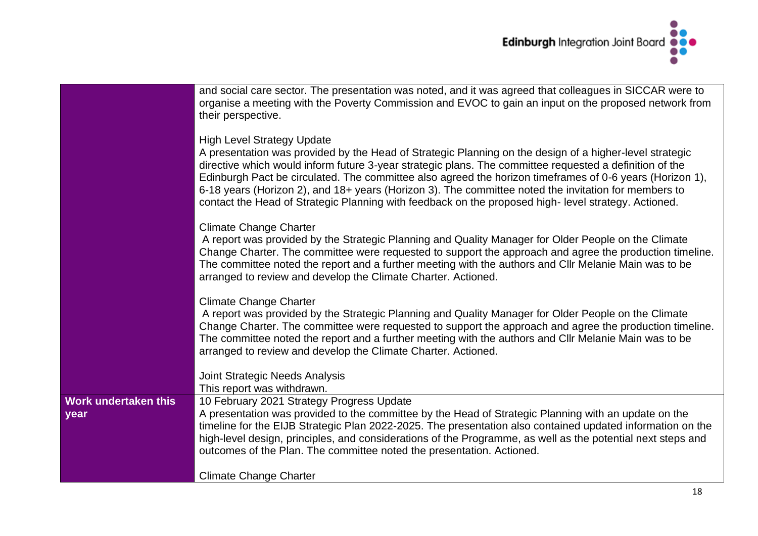| | |
|---|---|
| | and social care sector. The presentation was noted, and it was agreed that colleagues in SICCAR were to organise a meeting with the Poverty Commission and EVOC to gain an input on the proposed network from their perspective.<br><br>High Level Strategy Update<br>A presentation was provided by the Head of Strategic Planning on the design of a higher-level strategic directive which would inform future 3-year strategic plans. The committee requested a definition of the Edinburgh Pact be circulated. The committee also agreed the horizon timeframes of 0-6 years (Horizon 1), 6-18 years (Horizon 2), and 18+ years (Horizon 3). The committee noted the invitation for members to contact the Head of Strategic Planning with feedback on the proposed high- level strategy. Actioned.<br><br>Climate Change Charter<br>A report was provided by the Strategic Planning and Quality Manager for Older People on the Climate Change Charter. The committee were requested to support the approach and agree the production timeline. The committee noted the report and a further meeting with the authors and Cllr Melanie Main was to be arranged to review and develop the Climate Charter. Actioned.<br><br>Climate Change Charter<br>A report was provided by the Strategic Planning and Quality Manager for Older People on the Climate Change Charter. The committee were requested to support the approach and agree the production timeline. The committee noted the report and a further meeting with the authors and Cllr Melanie Main was to be arranged to review and develop the Climate Charter. Actioned.<br><br>Joint Strategic Needs Analysis<br>This report was withdrawn. |
| **Work undertaken this year** | 10 February 2021 Strategy Progress Update<br>A presentation was provided to the committee by the Head of Strategic Planning with an update on the timeline for the EIJB Strategic Plan 2022-2025. The presentation also contained updated information on the high-level design, principles, and considerations of the Programme, as well as the potential next steps and outcomes of the Plan. The committee noted the presentation. Actioned.<br><br>Climate Change Charter |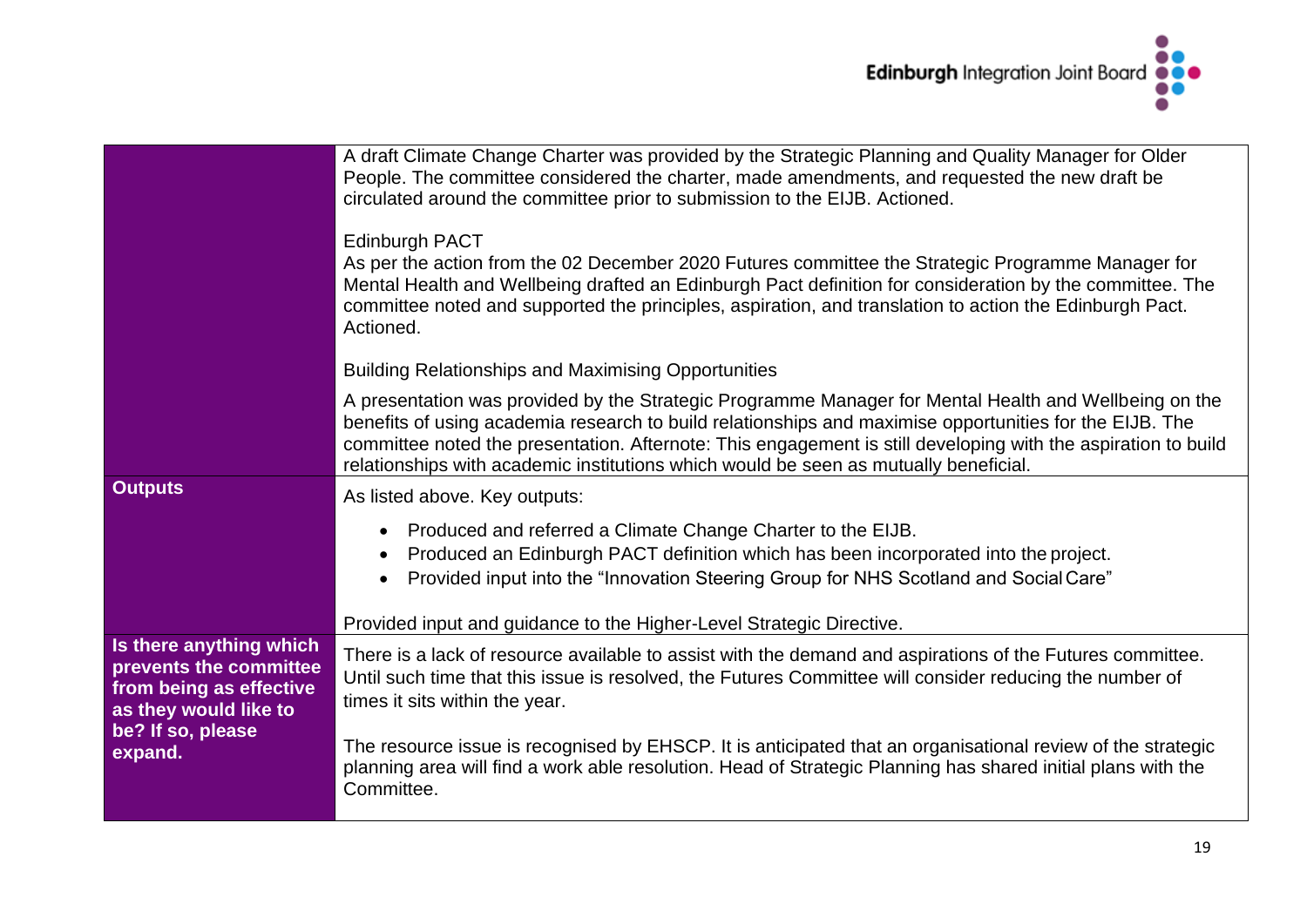| | |
|---|---|
| | A draft Climate Change Charter was provided by the Strategic Planning and Quality Manager for Older People. The committee considered the charter, made amendments, and requested the new draft be circulated around the committee prior to submission to the EIJB. Actioned.<br><br>Edinburgh PACT<br>As per the action from the 02 December 2020 Futures committee the Strategic Programme Manager for Mental Health and Wellbeing drafted an Edinburgh Pact definition for consideration by the committee. The committee noted and supported the principles, aspiration, and translation to action the Edinburgh Pact. Actioned.<br><br>Building Relationships and Maximising Opportunities<br><br>A presentation was provided by the Strategic Programme Manager for Mental Health and Wellbeing on the benefits of using academia research to build relationships and maximise opportunities for the EIJB. The committee noted the presentation. Afternote: This engagement is still developing with the aspiration to build relationships with academic institutions which would be seen as mutually beneficial. |
| **Outputs** | As listed above. Key outputs:<br><br>• Produced and referred a Climate Change Charter to the EIJB.<br>• Produced an Edinburgh PACT definition which has been incorporated into the project.<br>• Provided input into the "Innovation Steering Group for NHS Scotland and Social Care"<br><br>Provided input and guidance to the Higher-Level Strategic Directive. |
| **Is there anything which prevents the committee from being as effective as they would like to be? If so, please expand.** | There is a lack of resource available to assist with the demand and aspirations of the Futures committee. Until such time that this issue is resolved, the Futures Committee will consider reducing the number of times it sits within the year.<br><br>The resource issue is recognised by EHSCP. It is anticipated that an organisational review of the strategic planning area will find a work able resolution. Head of Strategic Planning has shared initial plans with the Committee. |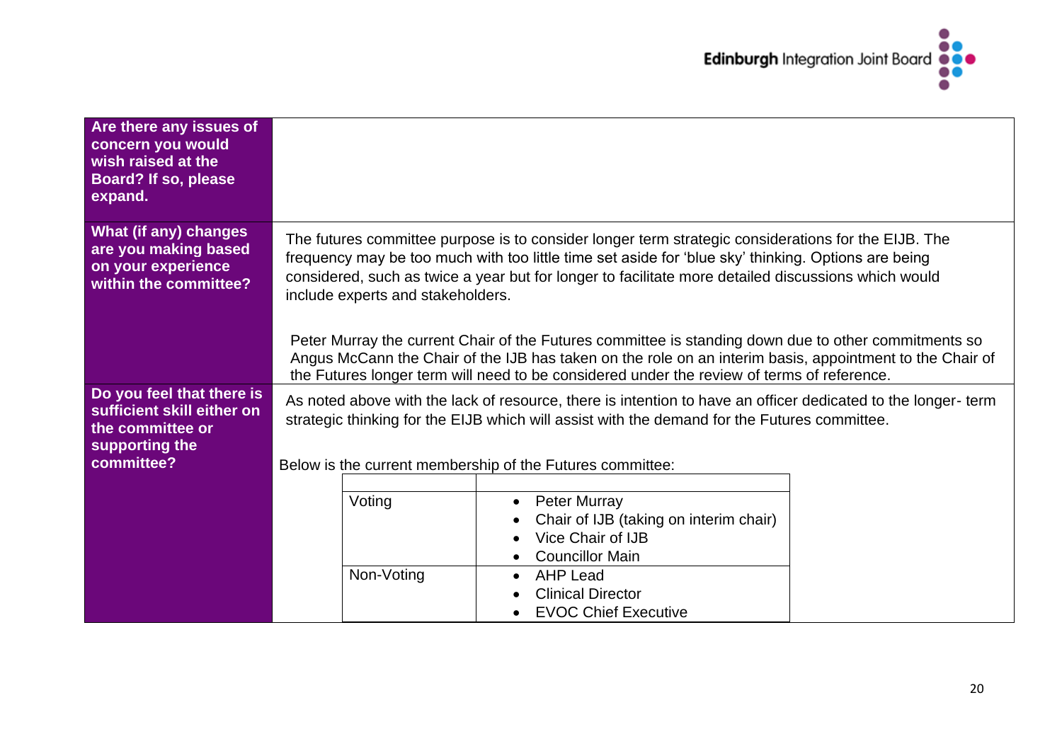| | |
|---|---|
| **Are there any issues of concern you would wish raised at the Board? If so, please expand.** | |
| **What (if any) changes are you making based on your experience within the committee?** | The futures committee purpose is to consider longer term strategic considerations for the EIJB. The frequency may be too much with too little time set aside for 'blue sky' thinking. Options are being considered, such as twice a year but for longer to facilitate more detailed discussions which would include experts and stakeholders.<br><br>Peter Murray the current Chair of the Futures committee is standing down due to other commitments so Angus McCann the Chair of the IJB has taken on the role on an interim basis, appointment to the Chair of the Futures longer term will need to be considered under the review of terms of reference. |
| **Do you feel that there is sufficient skill either on the committee or supporting the committee?** | As noted above with the lack of resource, there is intention to have an officer dedicated to the longer- term strategic thinking for the EIJB which will assist with the demand for the Futures committee.<br><br>Below is the current membership of the Futures committee: |

| | |
|---|---|
| Voting | • Peter Murray<br>• Chair of IJB (taking on interim chair)<br>• Vice Chair of IJB<br>• Councillor Main |
| Non-Voting | • AHP Lead<br>• Clinical Director<br>• EVOC Chief Executive |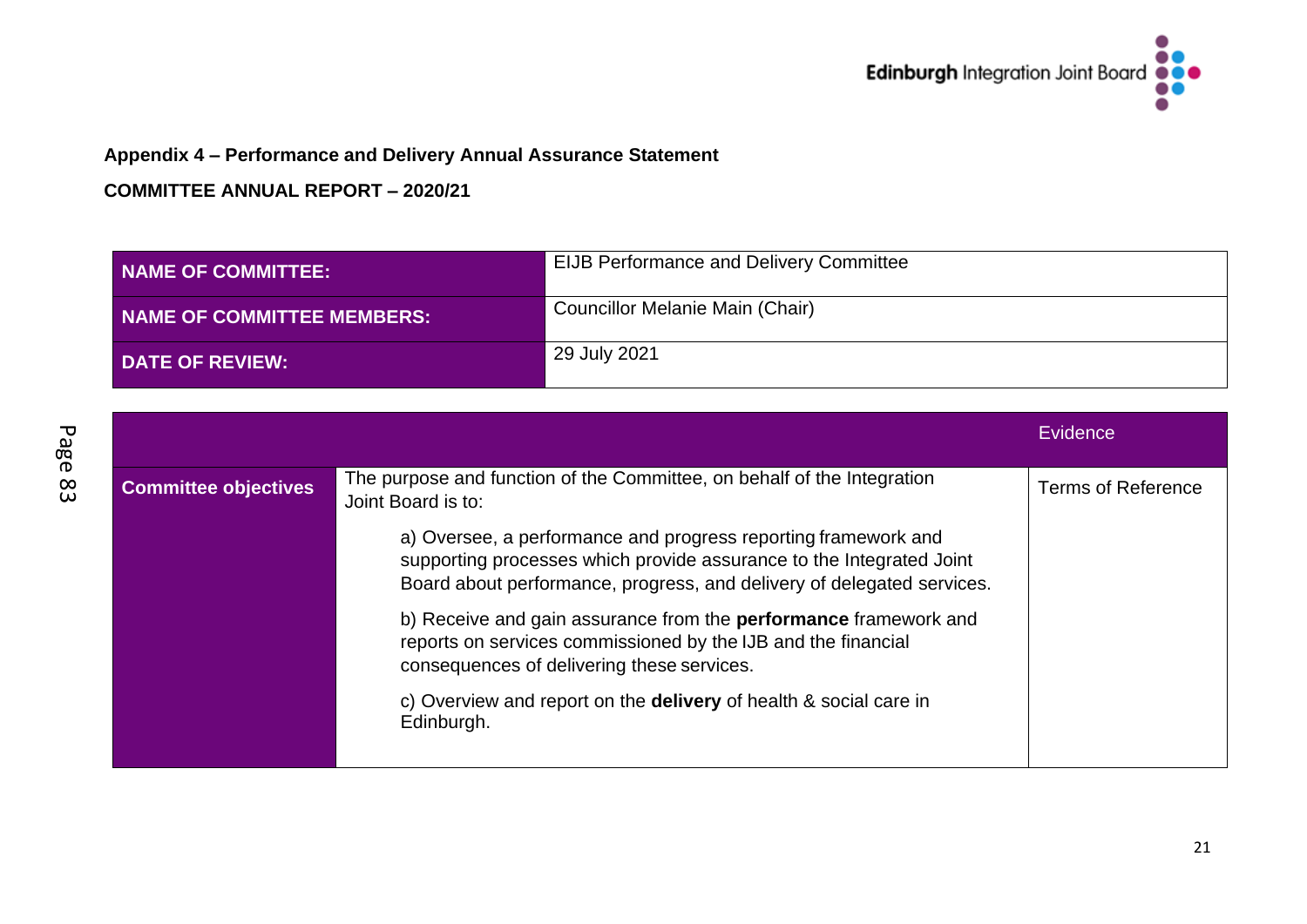**Appendix 4 – Performance and Delivery Annual Assurance Statement**

**COMMITTEE ANNUAL REPORT – 2020/21**

| | |
|---|---|
| **NAME OF COMMITTEE:** | EIJB Performance and Delivery Committee |
| **NAME OF COMMITTEE MEMBERS:** | Councillor Melanie Main (Chair) |
| **DATE OF REVIEW:** | 29 July 2021 |

| | | Evidence |
|---|---|---|
| **Committee objectives** | The purpose and function of the Committee, on behalf of the Integration Joint Board is to:<br><br>a) Oversee, a performance and progress reporting framework and supporting processes which provide assurance to the Integrated Joint Board about performance, progress, and delivery of delegated services.<br><br>b) Receive and gain assurance from the **performance** framework and reports on services commissioned by the IJB and the financial consequences of delivering these services.<br><br>c) Overview and report on the **delivery** of health & social care in Edinburgh. | Terms of Reference |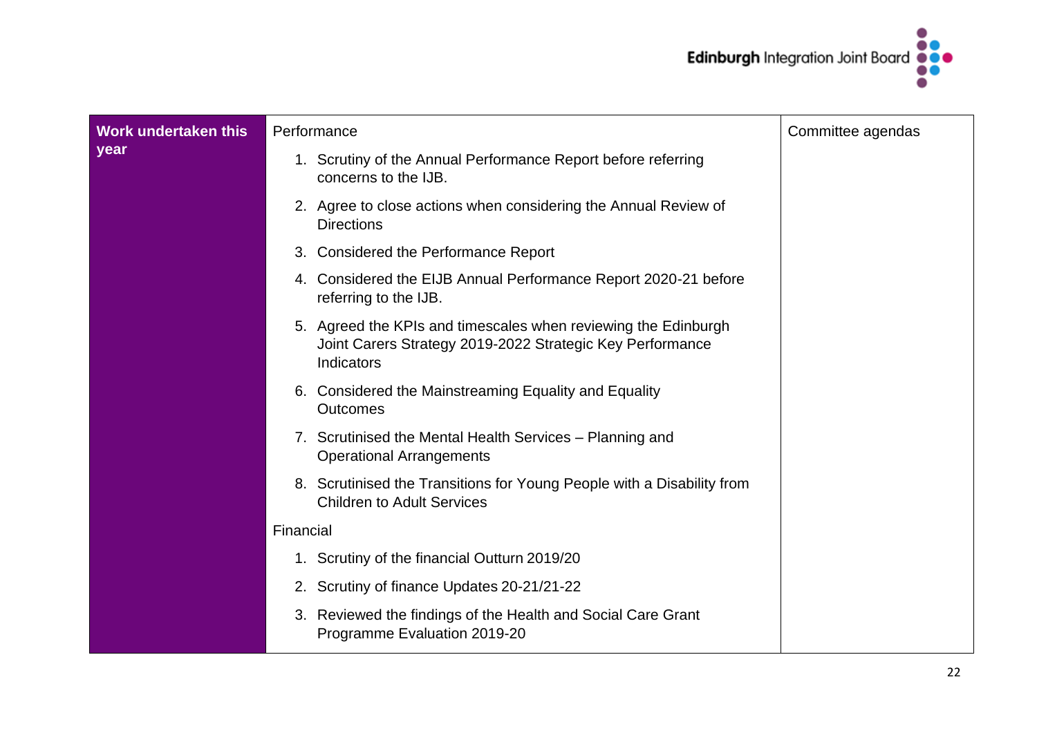| **Work undertaken this year** | Performance<br><br>1. Scrutiny of the Annual Performance Report before referring concerns to the IJB.<br>2. Agree to close actions when considering the Annual Review of Directions<br>3. Considered the Performance Report<br>4. Considered the EIJB Annual Performance Report 2020-21 before referring to the IJB.<br>5. Agreed the KPIs and timescales when reviewing the Edinburgh Joint Carers Strategy 2019-2022 Strategic Key Performance Indicators<br>6. Considered the Mainstreaming Equality and Equality Outcomes<br>7. Scrutinised the Mental Health Services – Planning and Operational Arrangements<br>8. Scrutinised the Transitions for Young People with a Disability from Children to Adult Services<br><br>Financial<br><br>1. Scrutiny of the financial Outturn 2019/20<br>2. Scrutiny of finance Updates 20-21/21-22<br>3. Reviewed the findings of the Health and Social Care Grant Programme Evaluation 2019-20 | Committee agendas |
|---|---|---|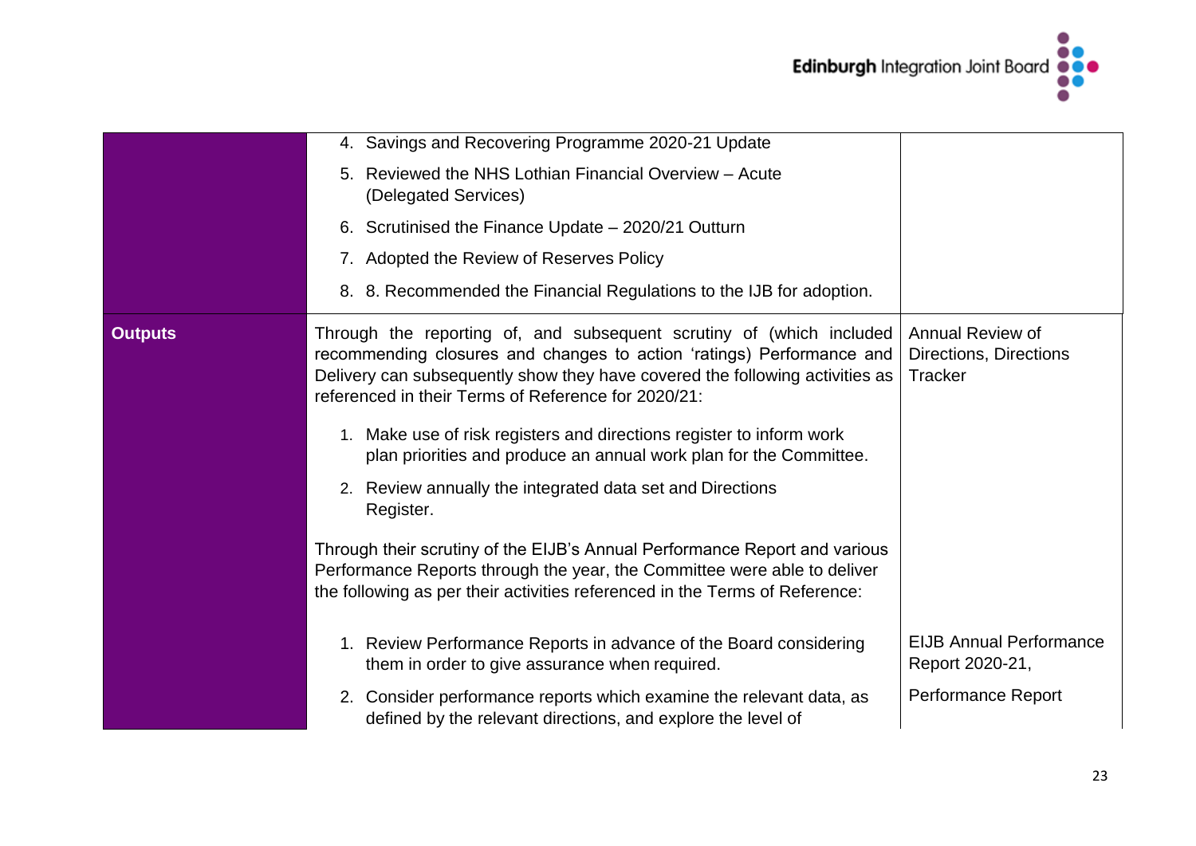| | | |
|---|---|---|
| | 4. Savings and Recovering Programme 2020-21 Update<br>5. Reviewed the NHS Lothian Financial Overview – Acute (Delegated Services)<br>6. Scrutinised the Finance Update – 2020/21 Outturn<br>7. Adopted the Review of Reserves Policy<br>8. 8. Recommended the Financial Regulations to the IJB for adoption. | |
| **Outputs** | Through the reporting of, and subsequent scrutiny of (which included recommending closures and changes to action 'ratings) Performance and Delivery can subsequently show they have covered the following activities as referenced in their Terms of Reference for 2020/21:<br>1. Make use of risk registers and directions register to inform work plan priorities and produce an annual work plan for the Committee.<br>2. Review annually the integrated data set and Directions Register. | Annual Review of Directions, Directions Tracker |
| | Through their scrutiny of the EIJB's Annual Performance Report and various Performance Reports through the year, the Committee were able to deliver the following as per their activities referenced in the Terms of Reference:<br>1. Review Performance Reports in advance of the Board considering them in order to give assurance when required.<br>2. Consider performance reports which examine the relevant data, as defined by the relevant directions, and explore the level of | EIJB Annual Performance Report 2020-21,<br>Performance Report |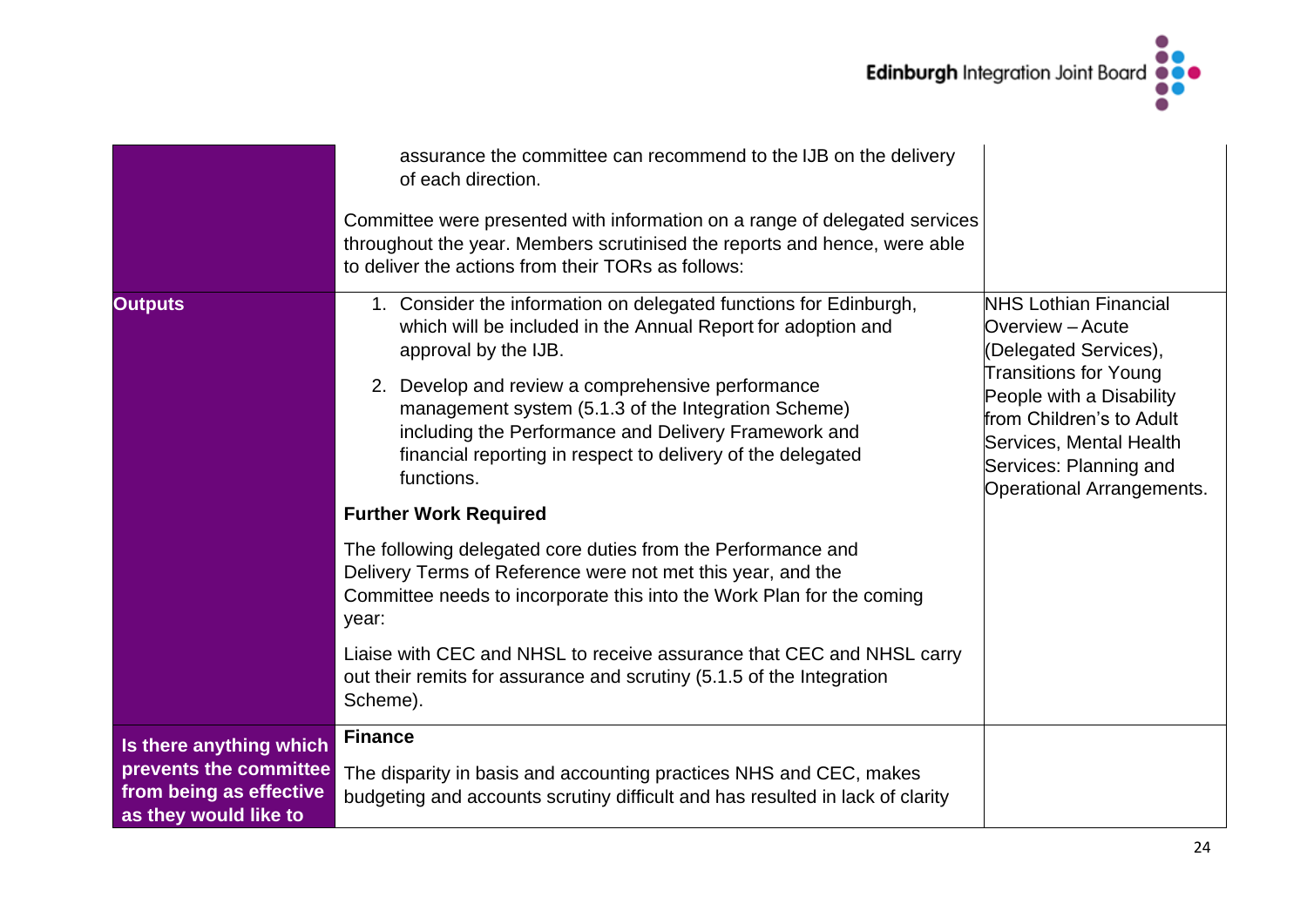| | | |
|---|---|---|
| | assurance the committee can recommend to the IJB on the delivery of each direction.<br><br>Committee were presented with information on a range of delegated services throughout the year. Members scrutinised the reports and hence, were able to deliver the actions from their TORs as follows: | |
| **Outputs** | 1. Consider the information on delegated functions for Edinburgh, which will be included in the Annual Report for adoption and approval by the IJB.<br>2. Develop and review a comprehensive performance management system (5.1.3 of the Integration Scheme) including the Performance and Delivery Framework and financial reporting in respect to delivery of the delegated functions.<br><br>**Further Work Required**<br><br>The following delegated core duties from the Performance and Delivery Terms of Reference were not met this year, and the Committee needs to incorporate this into the Work Plan for the coming year:<br><br>Liaise with CEC and NHSL to receive assurance that CEC and NHSL carry out their remits for assurance and scrutiny (5.1.5 of the Integration Scheme). | NHS Lothian Financial Overview – Acute (Delegated Services), Transitions for Young People with a Disability from Children's to Adult Services, Mental Health Services: Planning and Operational Arrangements. |
| **Is there anything which prevents the committee from being as effective as they would like to** | **Finance**<br><br>The disparity in basis and accounting practices NHS and CEC, makes budgeting and accounts scrutiny difficult and has resulted in lack of clarity | |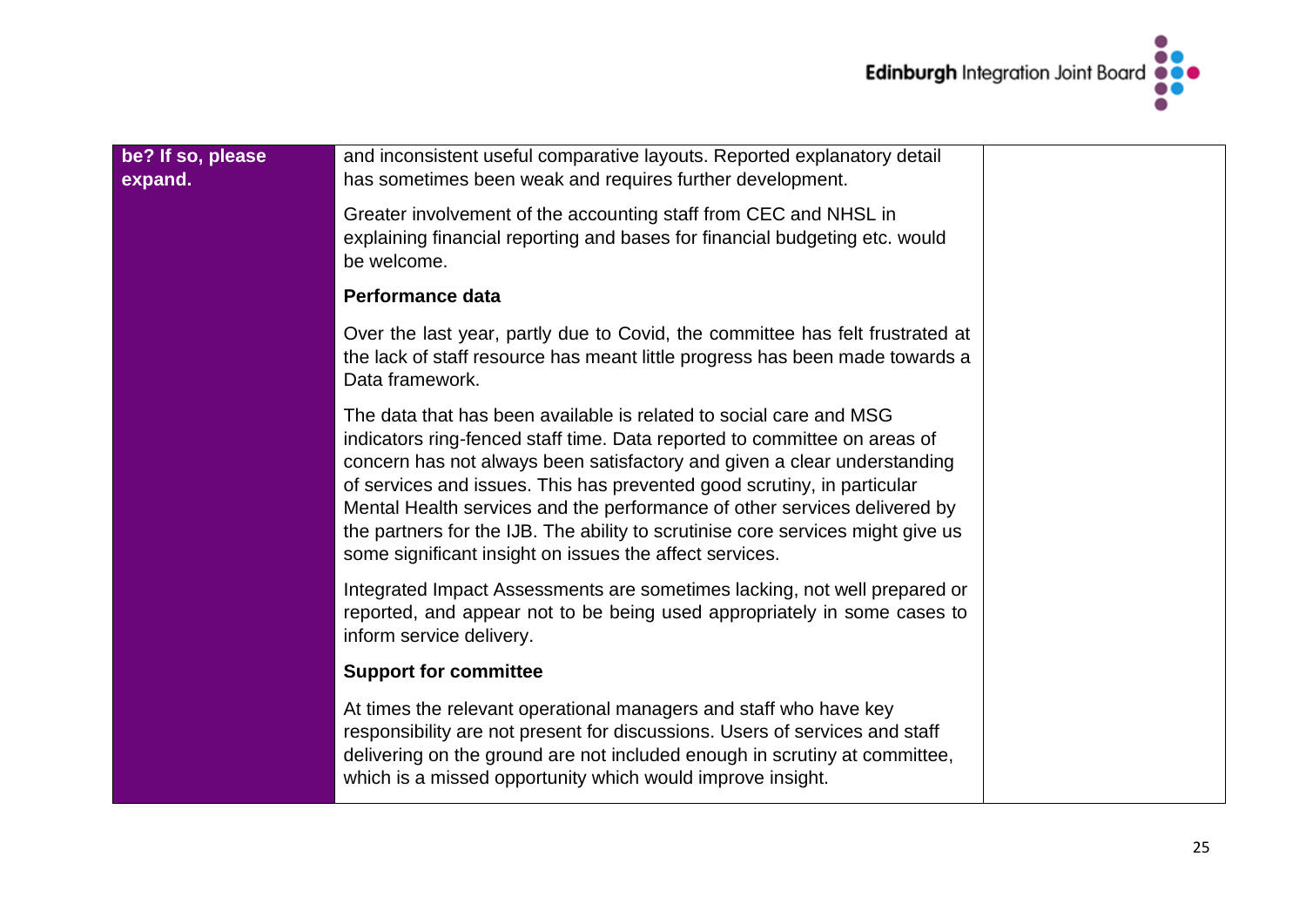| be? If so, please expand. | and inconsistent useful comparative layouts. Reported explanatory detail has sometimes been weak and requires further development.<br><br>Greater involvement of the accounting staff from CEC and NHSL in explaining financial reporting and bases for financial budgeting etc. would be welcome.<br><br>**Performance data**<br><br>Over the last year, partly due to Covid, the committee has felt frustrated at the lack of staff resource has meant little progress has been made towards a Data framework.<br><br>The data that has been available is related to social care and MSG indicators ring-fenced staff time. Data reported to committee on areas of concern has not always been satisfactory and given a clear understanding of services and issues. This has prevented good scrutiny, in particular Mental Health services and the performance of other services delivered by the partners for the IJB. The ability to scrutinise core services might give us some significant insight on issues the affect services.<br><br>Integrated Impact Assessments are sometimes lacking, not well prepared or reported, and appear not to be being used appropriately in some cases to inform service delivery.<br><br>**Support for committee**<br><br>At times the relevant operational managers and staff who have key responsibility are not present for discussions. Users of services and staff delivering on the ground are not included enough in scrutiny at committee, which is a missed opportunity which would improve insight. | |
|---|---|---|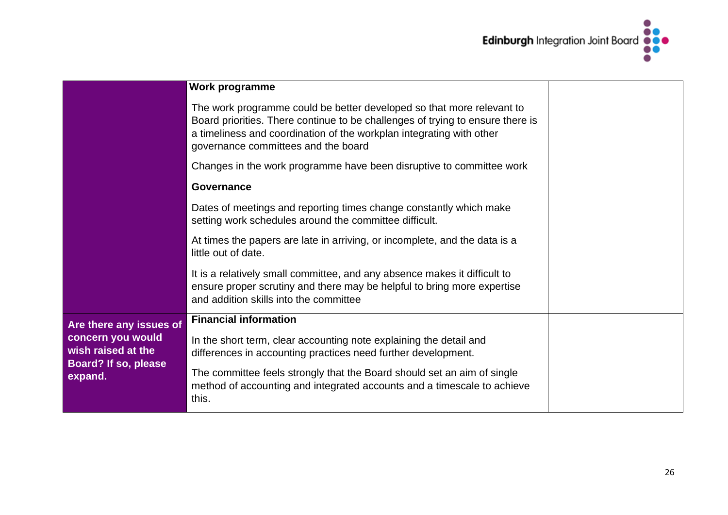| | | |
|---|---|---|
| | **Work programme**<br><br>The work programme could be better developed so that more relevant to Board priorities. There continue to be challenges of trying to ensure there is a timeliness and coordination of the workplan integrating with other governance committees and the board<br><br>Changes in the work programme have been disruptive to committee work<br><br>**Governance**<br><br>Dates of meetings and reporting times change constantly which make setting work schedules around the committee difficult.<br><br>At times the papers are late in arriving, or incomplete, and the data is a little out of date.<br><br>It is a relatively small committee, and any absence makes it difficult to ensure proper scrutiny and there may be helpful to bring more expertise and addition skills into the committee | |
| **Are there any issues of concern you would wish raised at the Board? If so, please expand.** | **Financial information**<br><br>In the short term, clear accounting note explaining the detail and differences in accounting practices need further development.<br><br>The committee feels strongly that the Board should set an aim of single method of accounting and integrated accounts and a timescale to achieve this. | |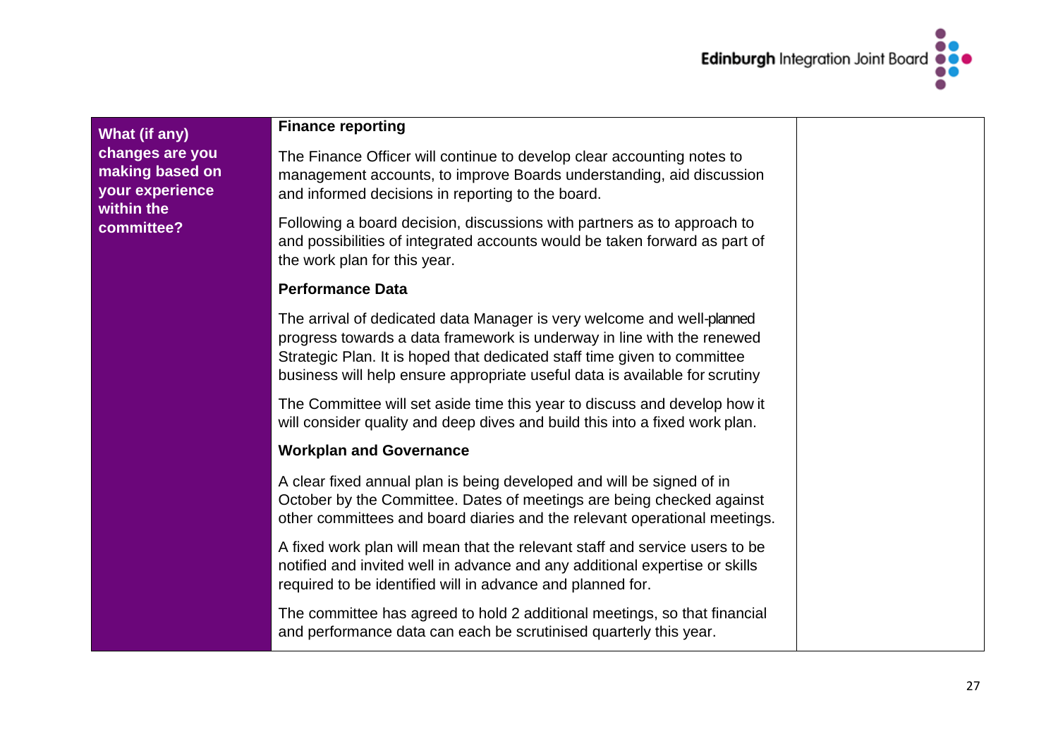| What (if any) changes are you making based on your experience within the committee? | **Finance reporting**<br><br>The Finance Officer will continue to develop clear accounting notes to management accounts, to improve Boards understanding, aid discussion and informed decisions in reporting to the board.<br><br>Following a board decision, discussions with partners as to approach to and possibilities of integrated accounts would be taken forward as part of the work plan for this year.<br><br>**Performance Data**<br><br>The arrival of dedicated data Manager is very welcome and well-planned progress towards a data framework is underway in line with the renewed Strategic Plan. It is hoped that dedicated staff time given to committee business will help ensure appropriate useful data is available for scrutiny<br><br>The Committee will set aside time this year to discuss and develop how it will consider quality and deep dives and build this into a fixed work plan.<br><br>**Workplan and Governance**<br><br>A clear fixed annual plan is being developed and will be signed of in October by the Committee. Dates of meetings are being checked against other committees and board diaries and the relevant operational meetings.<br><br>A fixed work plan will mean that the relevant staff and service users to be notified and invited well in advance and any additional expertise or skills required to be identified will in advance and planned for.<br><br>The committee has agreed to hold 2 additional meetings, so that financial and performance data can each be scrutinised quarterly this year. | |
|---|---|---|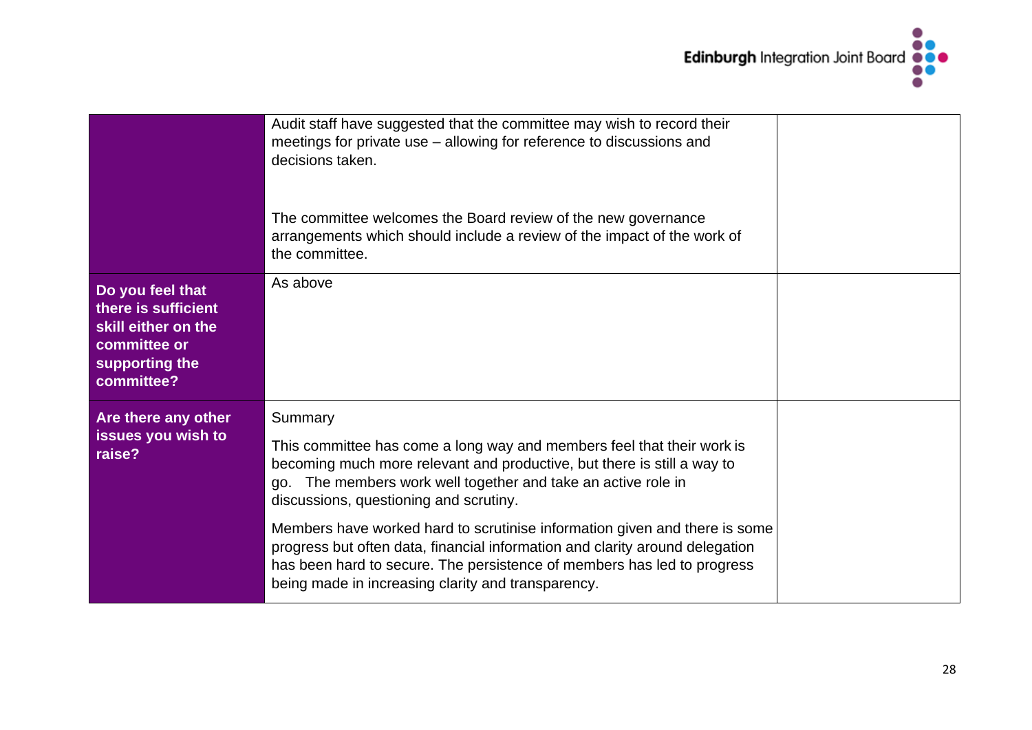| | | |
|---|---|---|
| | Audit staff have suggested that the committee may wish to record their meetings for private use – allowing for reference to discussions and decisions taken.<br><br>The committee welcomes the Board review of the new governance arrangements which should include a review of the impact of the work of the committee. | |
| **Do you feel that there is sufficient skill either on the committee or supporting the committee?** | As above | |
| **Are there any other issues you wish to raise?** | Summary<br><br>This committee has come a long way and members feel that their work is becoming much more relevant and productive, but there is still a way to go. The members work well together and take an active role in discussions, questioning and scrutiny.<br><br>Members have worked hard to scrutinise information given and there is some progress but often data, financial information and clarity around delegation has been hard to secure. The persistence of members has led to progress being made in increasing clarity and transparency. | |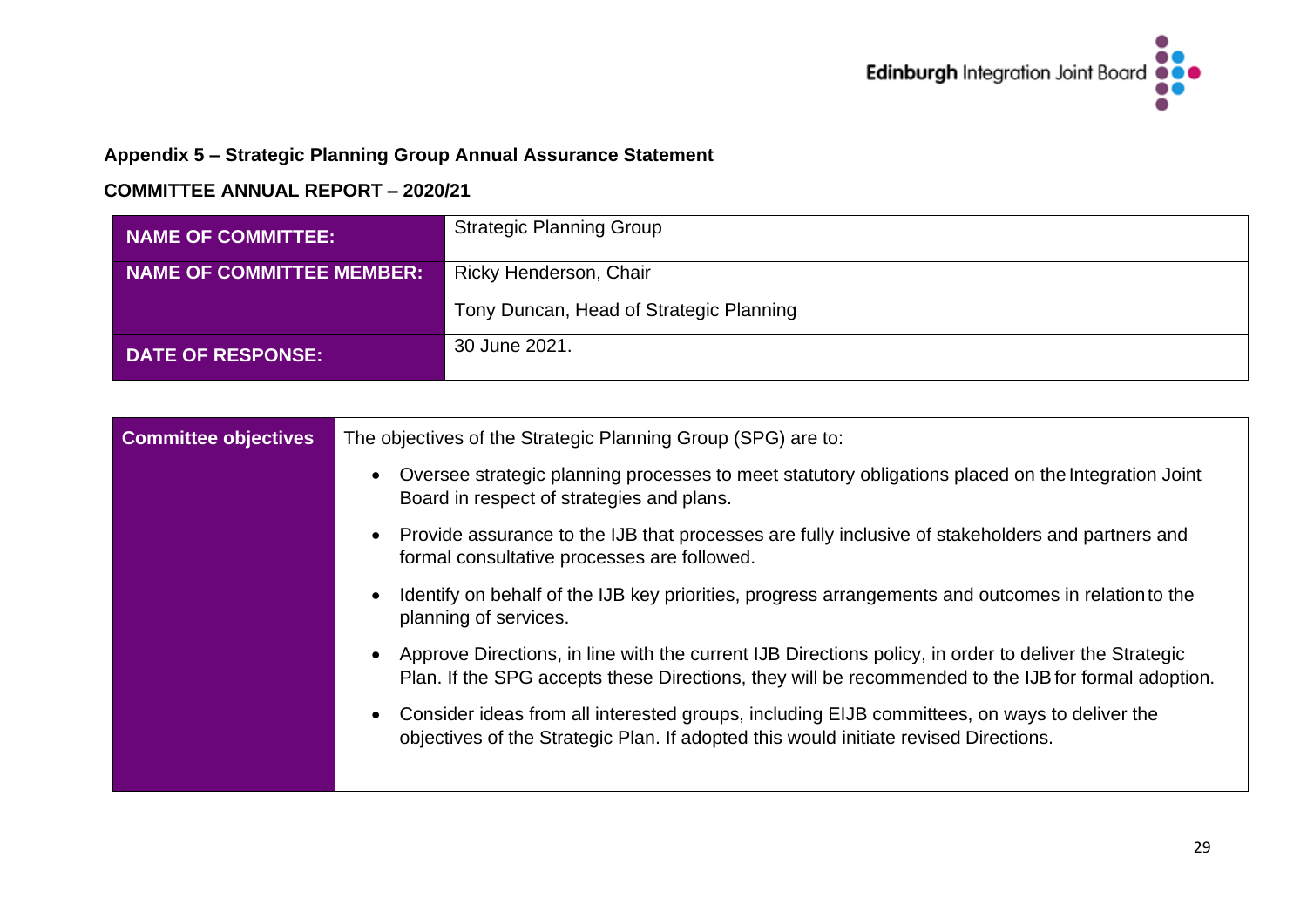**Appendix 5 – Strategic Planning Group Annual Assurance Statement**

**COMMITTEE ANNUAL REPORT – 2020/21**

| | |
|---|---|
| **NAME OF COMMITTEE:** | Strategic Planning Group |
| **NAME OF COMMITTEE MEMBER:** | Ricky Henderson, Chair<br>Tony Duncan, Head of Strategic Planning |
| **DATE OF RESPONSE:** | 30 June 2021. |

| | |
|---|---|
| **Committee objectives** | The objectives of the Strategic Planning Group (SPG) are to:<br>• Oversee strategic planning processes to meet statutory obligations placed on the Integration Joint Board in respect of strategies and plans.<br>• Provide assurance to the IJB that processes are fully inclusive of stakeholders and partners and formal consultative processes are followed.<br>• Identify on behalf of the IJB key priorities, progress arrangements and outcomes in relation to the planning of services.<br>• Approve Directions, in line with the current IJB Directions policy, in order to deliver the Strategic Plan. If the SPG accepts these Directions, they will be recommended to the IJB for formal adoption.<br>• Consider ideas from all interested groups, including EIJB committees, on ways to deliver the objectives of the Strategic Plan. If adopted this would initiate revised Directions. |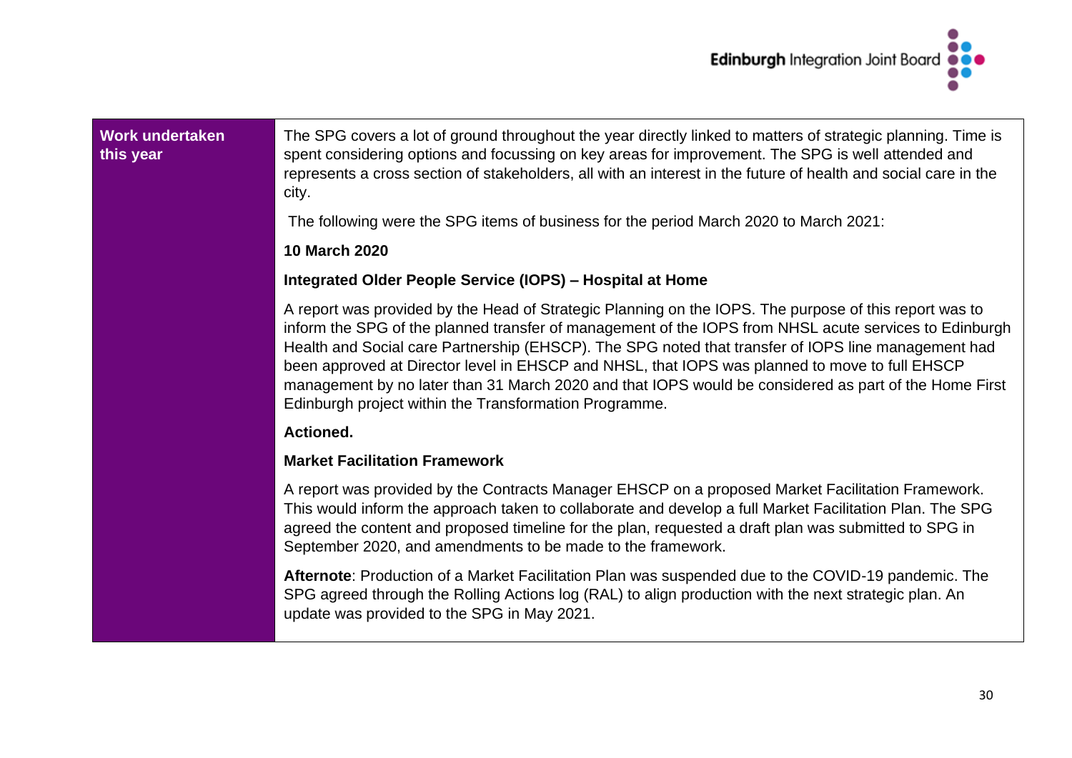| Work undertaken this year | The SPG covers a lot of ground throughout the year directly linked to matters of strategic planning. Time is spent considering options and focussing on key areas for improvement. The SPG is well attended and represents a cross section of stakeholders, all with an interest in the future of health and social care in the city.<br><br>The following were the SPG items of business for the period March 2020 to March 2021:<br><br>**10 March 2020**<br><br>**Integrated Older People Service (IOPS) – Hospital at Home**<br><br>A report was provided by the Head of Strategic Planning on the IOPS. The purpose of this report was to inform the SPG of the planned transfer of management of the IOPS from NHSL acute services to Edinburgh Health and Social care Partnership (EHSCP). The SPG noted that transfer of IOPS line management had been approved at Director level in EHSCP and NHSL, that IOPS was planned to move to full EHSCP management by no later than 31 March 2020 and that IOPS would be considered as part of the Home First Edinburgh project within the Transformation Programme.<br><br>**Actioned.**<br><br>**Market Facilitation Framework**<br><br>A report was provided by the Contracts Manager EHSCP on a proposed Market Facilitation Framework. This would inform the approach taken to collaborate and develop a full Market Facilitation Plan. The SPG agreed the content and proposed timeline for the plan, requested a draft plan was submitted to SPG in September 2020, and amendments to be made to the framework.<br><br>**Afternote**: Production of a Market Facilitation Plan was suspended due to the COVID-19 pandemic. The SPG agreed through the Rolling Actions log (RAL) to align production with the next strategic plan. An update was provided to the SPG in May 2021. |
|---|---|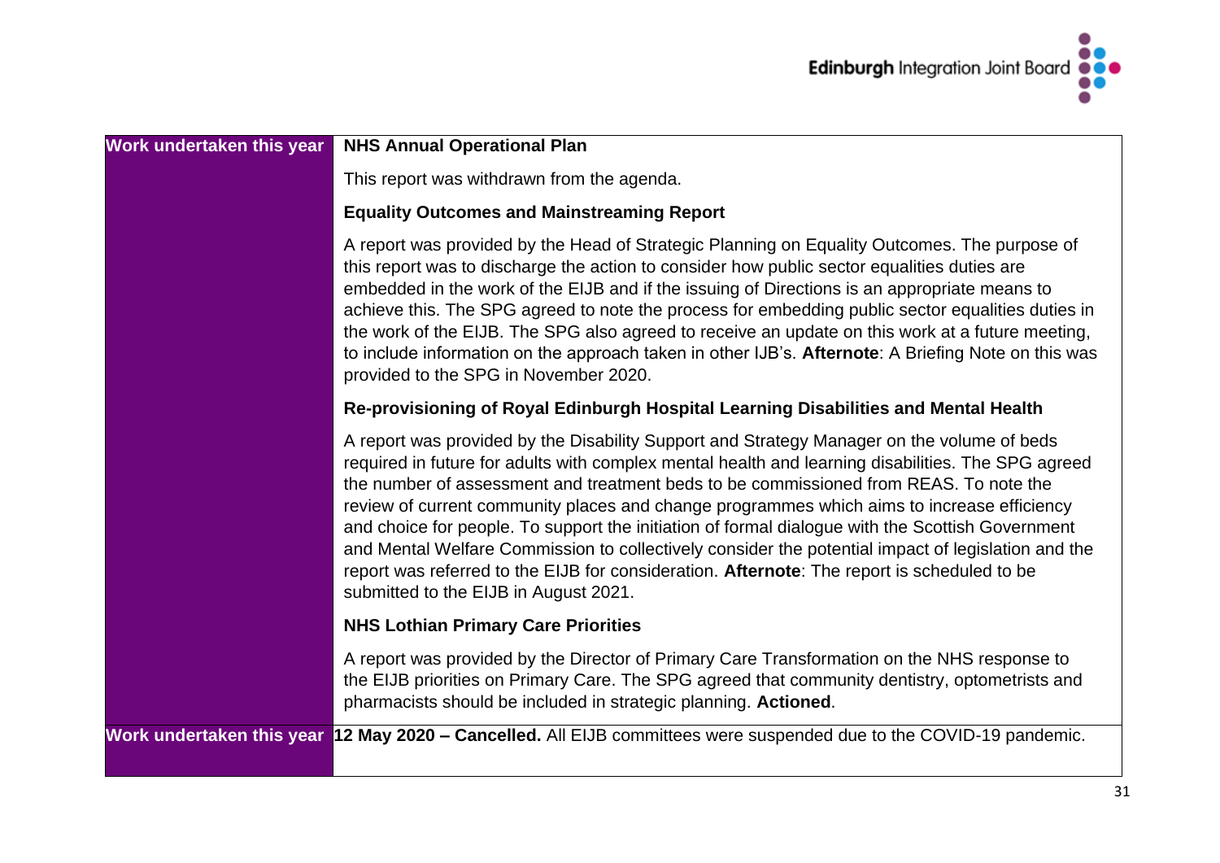| Work undertaken this year | **NHS Annual Operational Plan**<br><br>This report was withdrawn from the agenda.<br><br>**Equality Outcomes and Mainstreaming Report**<br><br>A report was provided by the Head of Strategic Planning on Equality Outcomes. The purpose of this report was to discharge the action to consider how public sector equalities duties are embedded in the work of the EIJB and if the issuing of Directions is an appropriate means to achieve this. The SPG agreed to note the process for embedding public sector equalities duties in the work of the EIJB. The SPG also agreed to receive an update on this work at a future meeting, to include information on the approach taken in other IJB's. **Afternote**: A Briefing Note on this was provided to the SPG in November 2020.<br><br>**Re-provisioning of Royal Edinburgh Hospital Learning Disabilities and Mental Health**<br><br>A report was provided by the Disability Support and Strategy Manager on the volume of beds required in future for adults with complex mental health and learning disabilities. The SPG agreed the number of assessment and treatment beds to be commissioned from REAS. To note the review of current community places and change programmes which aims to increase efficiency and choice for people. To support the initiation of formal dialogue with the Scottish Government and Mental Welfare Commission to collectively consider the potential impact of legislation and the report was referred to the EIJB for consideration. **Afternote**: The report is scheduled to be submitted to the EIJB in August 2021.<br><br>**NHS Lothian Primary Care Priorities**<br><br>A report was provided by the Director of Primary Care Transformation on the NHS response to the EIJB priorities on Primary Care. The SPG agreed that community dentistry, optometrists and pharmacists should be included in strategic planning. **Actioned**. |
|---|---|
| Work undertaken this year | **12 May 2020 – Cancelled.** All EIJB committees were suspended due to the COVID-19 pandemic. |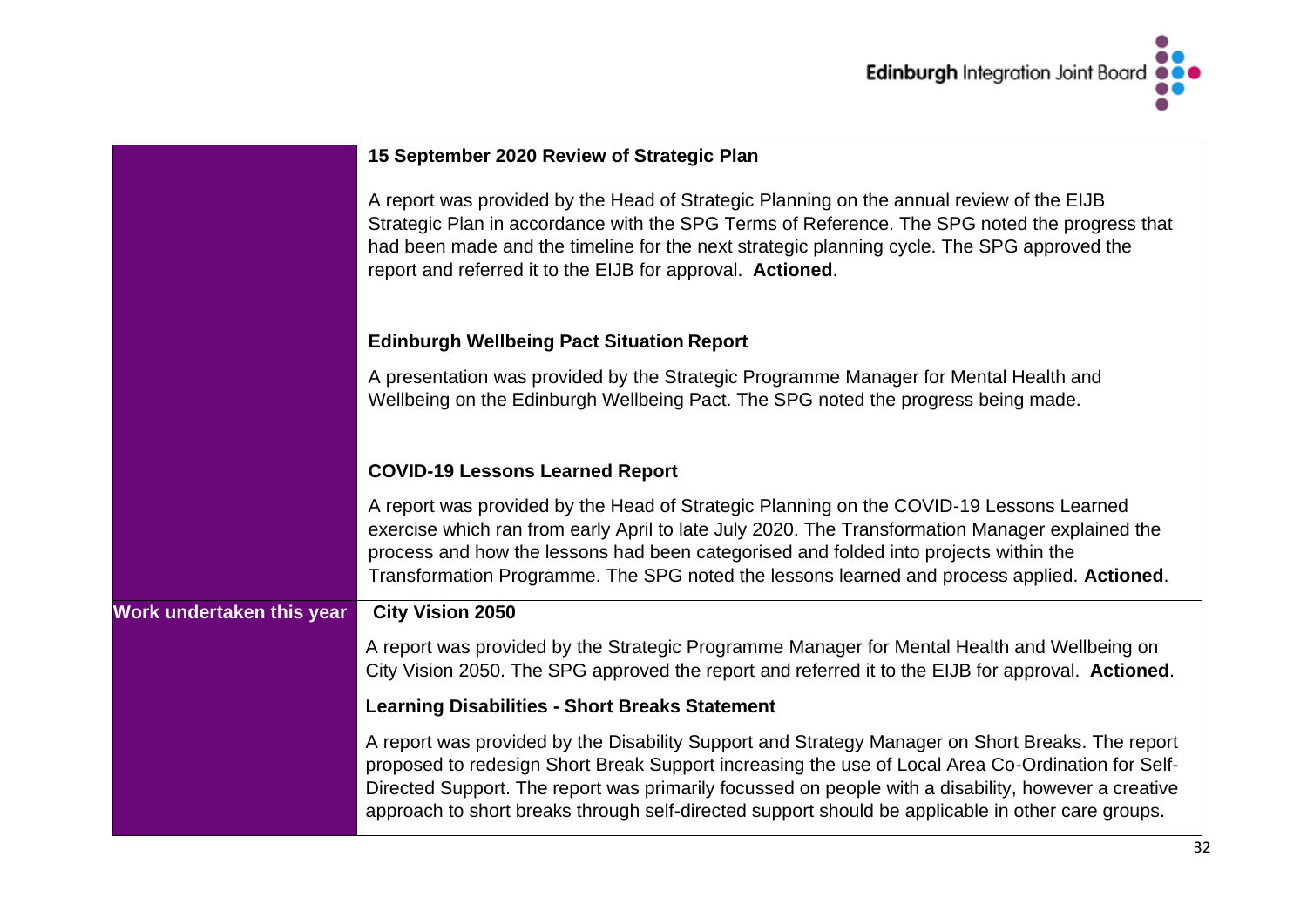| | |
|---|---|
| | **15 September 2020 Review of Strategic Plan**<br><br>A report was provided by the Head of Strategic Planning on the annual review of the EIJB Strategic Plan in accordance with the SPG Terms of Reference. The SPG noted the progress that had been made and the timeline for the next strategic planning cycle. The SPG approved the report and referred it to the EIJB for approval. **Actioned**.<br><br>**Edinburgh Wellbeing Pact Situation Report**<br><br>A presentation was provided by the Strategic Programme Manager for Mental Health and Wellbeing on the Edinburgh Wellbeing Pact. The SPG noted the progress being made.<br><br>**COVID-19 Lessons Learned Report**<br><br>A report was provided by the Head of Strategic Planning on the COVID-19 Lessons Learned exercise which ran from early April to late July 2020. The Transformation Manager explained the process and how the lessons had been categorised and folded into projects within the Transformation Programme. The SPG noted the lessons learned and process applied. **Actioned**. |
| **Work undertaken this year** | **City Vision 2050**<br><br>A report was provided by the Strategic Programme Manager for Mental Health and Wellbeing on City Vision 2050. The SPG approved the report and referred it to the EIJB for approval. **Actioned**.<br><br>**Learning Disabilities - Short Breaks Statement**<br><br>A report was provided by the Disability Support and Strategy Manager on Short Breaks. The report proposed to redesign Short Break Support increasing the use of Local Area Co-Ordination for Self-Directed Support. The report was primarily focussed on people with a disability, however a creative approach to short breaks through self-directed support should be applicable in other care groups. |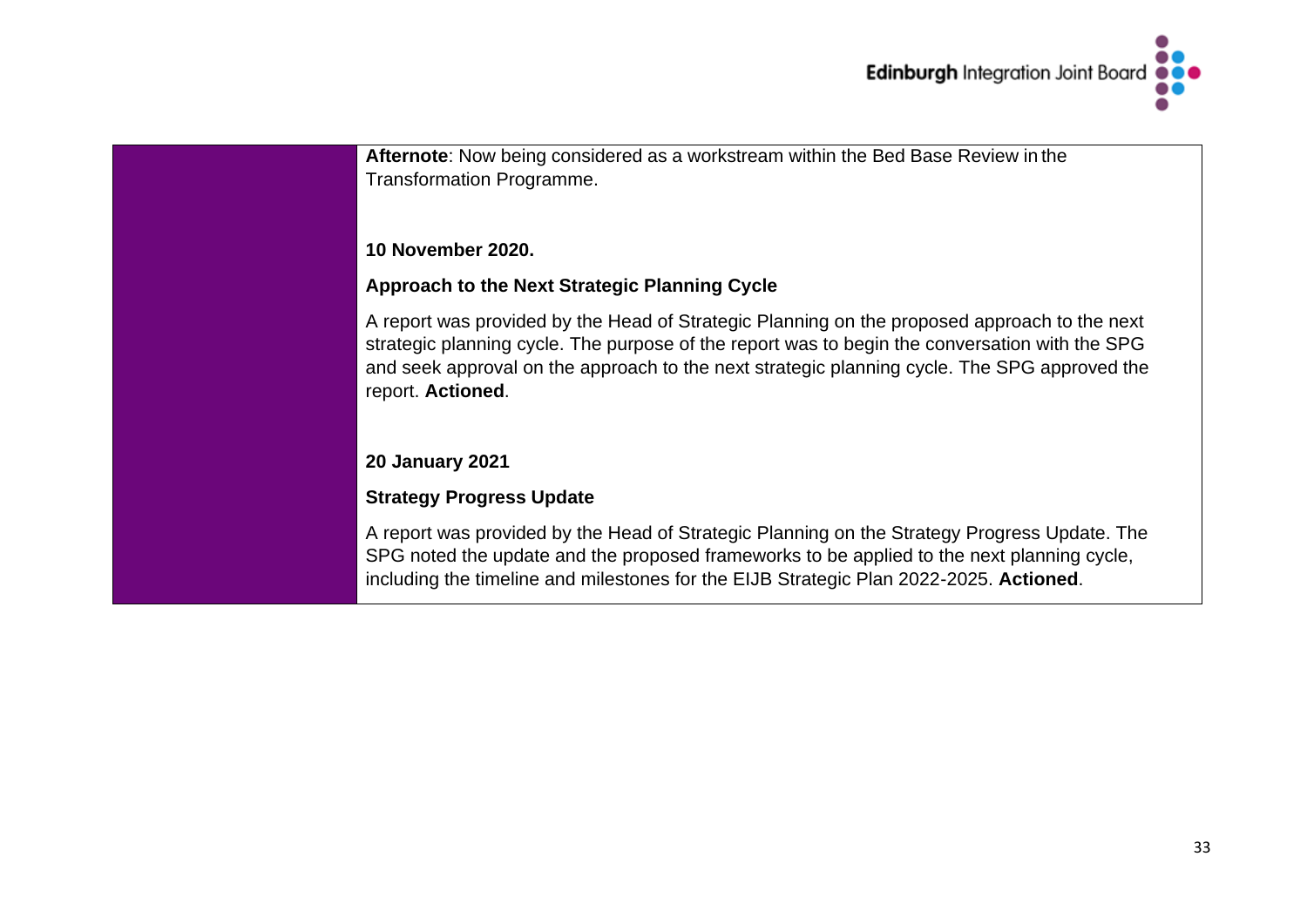| | |
|---|---|
| | **Afternote**: Now being considered as a workstream within the Bed Base Review in the Transformation Programme.<br><br>**10 November 2020.**<br><br>**Approach to the Next Strategic Planning Cycle**<br><br>A report was provided by the Head of Strategic Planning on the proposed approach to the next strategic planning cycle. The purpose of the report was to begin the conversation with the SPG and seek approval on the approach to the next strategic planning cycle. The SPG approved the report. **Actioned**.<br><br>**20 January 2021**<br><br>**Strategy Progress Update**<br><br>A report was provided by the Head of Strategic Planning on the Strategy Progress Update. The SPG noted the update and the proposed frameworks to be applied to the next planning cycle, including the timeline and milestones for the EIJB Strategic Plan 2022-2025. **Actioned**. |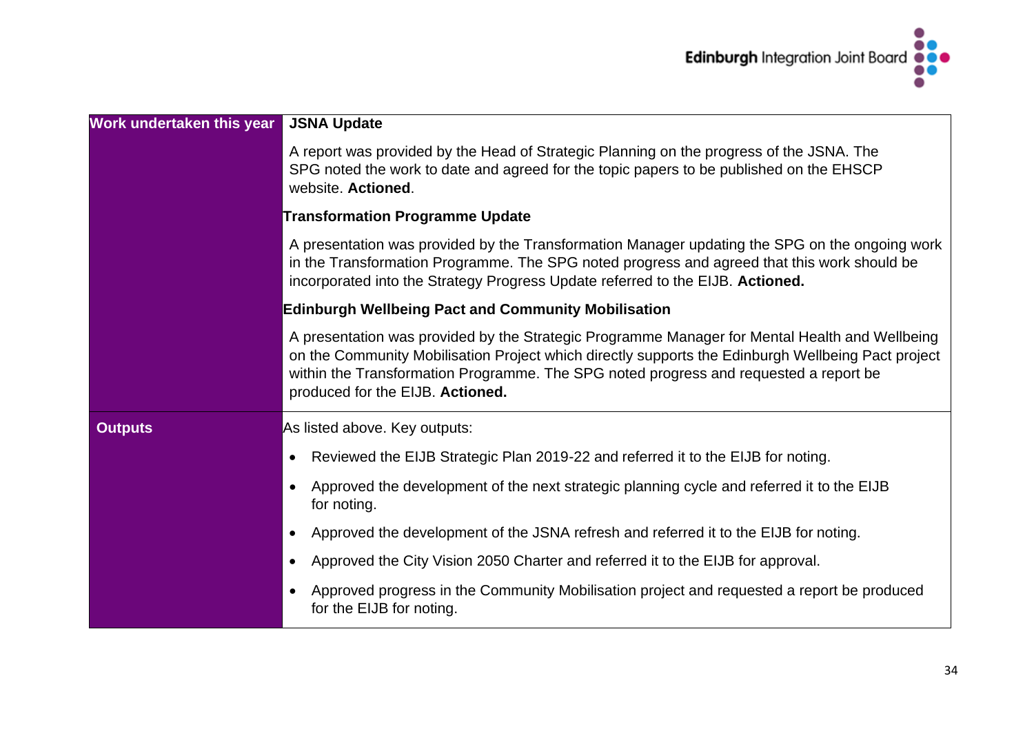| | |
|---|---|
| **Work undertaken this year** | **JSNA Update**<br><br>A report was provided by the Head of Strategic Planning on the progress of the JSNA. The SPG noted the work to date and agreed for the topic papers to be published on the EHSCP website. **Actioned**.<br><br>**Transformation Programme Update**<br><br>A presentation was provided by the Transformation Manager updating the SPG on the ongoing work in the Transformation Programme. The SPG noted progress and agreed that this work should be incorporated into the Strategy Progress Update referred to the EIJB. **Actioned.**<br><br>**Edinburgh Wellbeing Pact and Community Mobilisation**<br><br>A presentation was provided by the Strategic Programme Manager for Mental Health and Wellbeing on the Community Mobilisation Project which directly supports the Edinburgh Wellbeing Pact project within the Transformation Programme. The SPG noted progress and requested a report be produced for the EIJB. **Actioned.** |
| **Outputs** | As listed above. Key outputs:<br><br>• Reviewed the EIJB Strategic Plan 2019-22 and referred it to the EIJB for noting.<br>• Approved the development of the next strategic planning cycle and referred it to the EIJB for noting.<br>• Approved the development of the JSNA refresh and referred it to the EIJB for noting.<br>• Approved the City Vision 2050 Charter and referred it to the EIJB for approval.<br>• Approved progress in the Community Mobilisation project and requested a report be produced for the EIJB for noting. |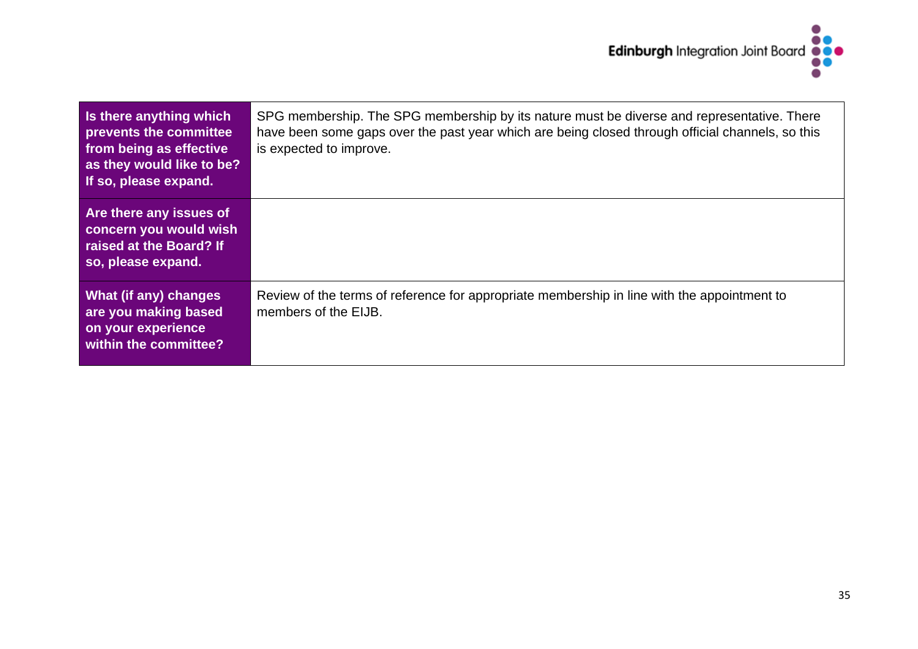| | |
|---|---|
| **Is there anything which prevents the committee from being as effective as they would like to be? If so, please expand.** | SPG membership. The SPG membership by its nature must be diverse and representative. There have been some gaps over the past year which are being closed through official channels, so this is expected to improve. |
| **Are there any issues of concern you would wish raised at the Board? If so, please expand.** | |
| **What (if any) changes are you making based on your experience within the committee?** | Review of the terms of reference for appropriate membership in line with the appointment to members of the EIJB. |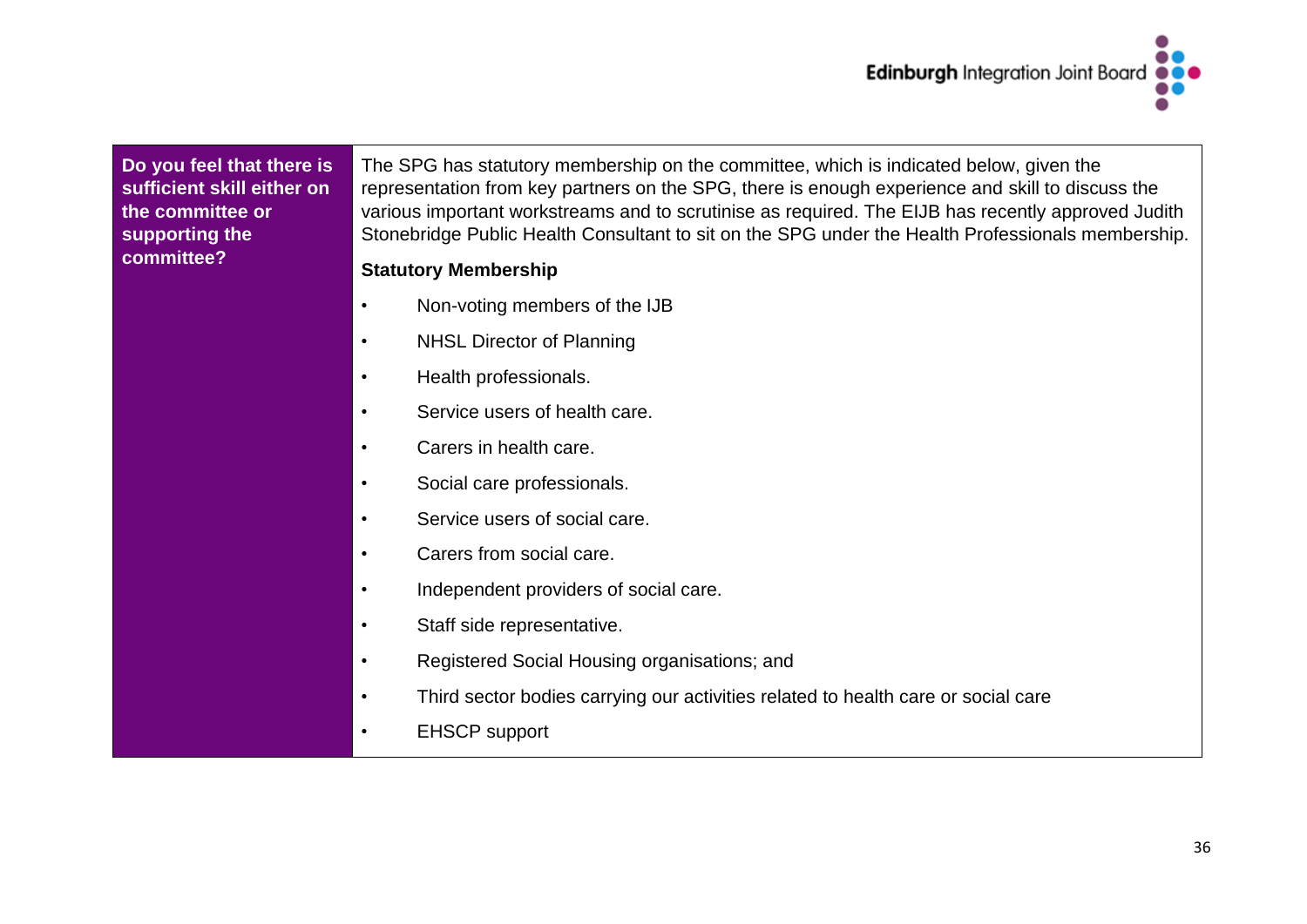| | |
|---|---|
| **Do you feel that there is sufficient skill either on the committee or supporting the committee?** | The SPG has statutory membership on the committee, which is indicated below, given the representation from key partners on the SPG, there is enough experience and skill to discuss the various important workstreams and to scrutinise as required. The EIJB has recently approved Judith Stonebridge Public Health Consultant to sit on the SPG under the Health Professionals membership.<br><br>**Statutory Membership**<br><br>• Non-voting members of the IJB<br>• NHSL Director of Planning<br>• Health professionals.<br>• Service users of health care.<br>• Carers in health care.<br>• Social care professionals.<br>• Service users of social care.<br>• Carers from social care.<br>• Independent providers of social care.<br>• Staff side representative.<br>• Registered Social Housing organisations; and<br>• Third sector bodies carrying our activities related to health care or social care<br>• EHSCP support |